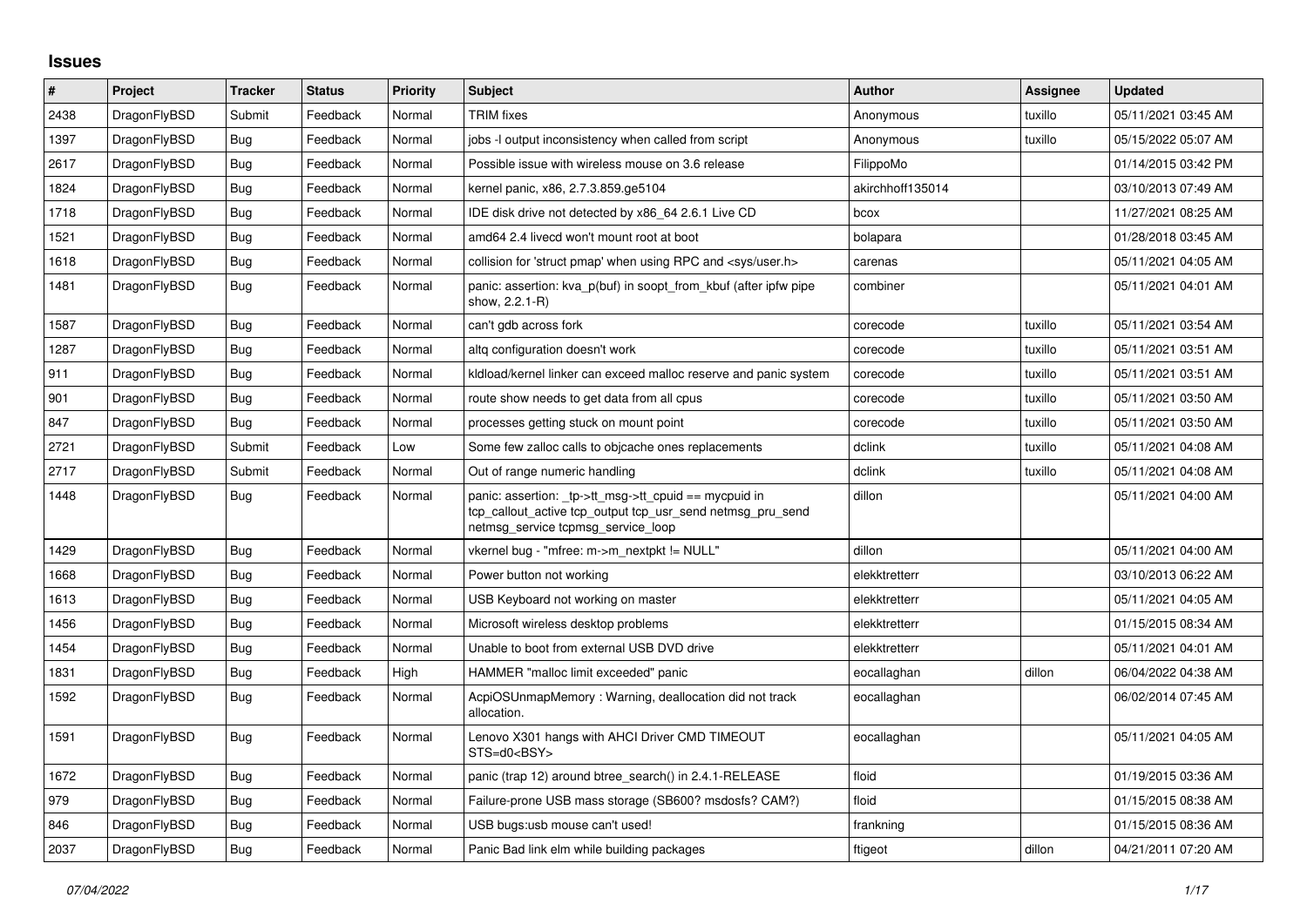# Issues

| # | Project | Tracker | Status | Priority | Subject | Author | Assignee | Updated |
|---|---|---|---|---|---|---|---|---|
| 2438 | DragonFlyBSD | Submit | Feedback | Normal | TRIM fixes | Anonymous | tuxillo | 05/11/2021 03:45 AM |
| 1397 | DragonFlyBSD | Bug | Feedback | Normal | jobs -l output inconsistency when called from script | Anonymous | tuxillo | 05/15/2022 05:07 AM |
| 2617 | DragonFlyBSD | Bug | Feedback | Normal | Possible issue with wireless mouse on 3.6 release | FilippoMo | | 01/14/2015 03:42 PM |
| 1824 | DragonFlyBSD | Bug | Feedback | Normal | kernel panic, x86, 2.7.3.859.ge5104 | akirchhoff135014 | | 03/10/2013 07:49 AM |
| 1718 | DragonFlyBSD | Bug | Feedback | Normal | IDE disk drive not detected by x86_64 2.6.1 Live CD | bcox | | 11/27/2021 08:25 AM |
| 1521 | DragonFlyBSD | Bug | Feedback | Normal | amd64 2.4 livecd won't mount root at boot | bolapara | | 01/28/2018 03:45 AM |
| 1618 | DragonFlyBSD | Bug | Feedback | Normal | collision for 'struct pmap' when using RPC and <sys/user.h> | carenas | | 05/11/2021 04:05 AM |
| 1481 | DragonFlyBSD | Bug | Feedback | Normal | panic: assertion: kva_p(buf) in soopt_from_kbuf (after ipfw pipe show, 2.2.1-R) | combiner | | 05/11/2021 04:01 AM |
| 1587 | DragonFlyBSD | Bug | Feedback | Normal | can't gdb across fork | corecode | tuxillo | 05/11/2021 03:54 AM |
| 1287 | DragonFlyBSD | Bug | Feedback | Normal | altq configuration doesn't work | corecode | tuxillo | 05/11/2021 03:51 AM |
| 911 | DragonFlyBSD | Bug | Feedback | Normal | kldload/kernel linker can exceed malloc reserve and panic system | corecode | tuxillo | 05/11/2021 03:51 AM |
| 901 | DragonFlyBSD | Bug | Feedback | Normal | route show needs to get data from all cpus | corecode | tuxillo | 05/11/2021 03:50 AM |
| 847 | DragonFlyBSD | Bug | Feedback | Normal | processes getting stuck on mount point | corecode | tuxillo | 05/11/2021 03:50 AM |
| 2721 | DragonFlyBSD | Submit | Feedback | Low | Some few zalloc calls to objcache ones replacements | dclink | tuxillo | 05/11/2021 04:08 AM |
| 2717 | DragonFlyBSD | Submit | Feedback | Normal | Out of range numeric handling | dclink | tuxillo | 05/11/2021 04:08 AM |
| 1448 | DragonFlyBSD | Bug | Feedback | Normal | panic: assertion: _tp->tt_msg->tt_cpuid == mycpuid in tcp_callout_active tcp_output tcp_usr_send netmsg_pru_send netmsg_service tcpmsg_service_loop | dillon | | 05/11/2021 04:00 AM |
| 1429 | DragonFlyBSD | Bug | Feedback | Normal | vkernel bug - "mfree: m->m_nextpkt != NULL" | dillon | | 05/11/2021 04:00 AM |
| 1668 | DragonFlyBSD | Bug | Feedback | Normal | Power button not working | elekktretterr | | 03/10/2013 06:22 AM |
| 1613 | DragonFlyBSD | Bug | Feedback | Normal | USB Keyboard not working on master | elekktretterr | | 05/11/2021 04:05 AM |
| 1456 | DragonFlyBSD | Bug | Feedback | Normal | Microsoft wireless desktop problems | elekktretterr | | 01/15/2015 08:34 AM |
| 1454 | DragonFlyBSD | Bug | Feedback | Normal | Unable to boot from external USB DVD drive | elekktretterr | | 05/11/2021 04:01 AM |
| 1831 | DragonFlyBSD | Bug | Feedback | High | HAMMER "malloc limit exceeded" panic | eocallaghan | dillon | 06/04/2022 04:38 AM |
| 1592 | DragonFlyBSD | Bug | Feedback | Normal | AcpiOSUnmapMemory : Warning, deallocation did not track allocation. | eocallaghan | | 06/02/2014 07:45 AM |
| 1591 | DragonFlyBSD | Bug | Feedback | Normal | Lenovo X301 hangs with AHCI Driver CMD TIMEOUT STS=d0<BSY> | eocallaghan | | 05/11/2021 04:05 AM |
| 1672 | DragonFlyBSD | Bug | Feedback | Normal | panic (trap 12) around btree_search() in 2.4.1-RELEASE | floid | | 01/19/2015 03:36 AM |
| 979 | DragonFlyBSD | Bug | Feedback | Normal | Failure-prone USB mass storage (SB600? msdosfs? CAM?) | floid | | 01/15/2015 08:38 AM |
| 846 | DragonFlyBSD | Bug | Feedback | Normal | USB bugs:usb mouse can't used! | frankning | | 01/15/2015 08:36 AM |
| 2037 | DragonFlyBSD | Bug | Feedback | Normal | Panic Bad link elm while building packages | ftigeot | dillon | 04/21/2011 07:20 AM |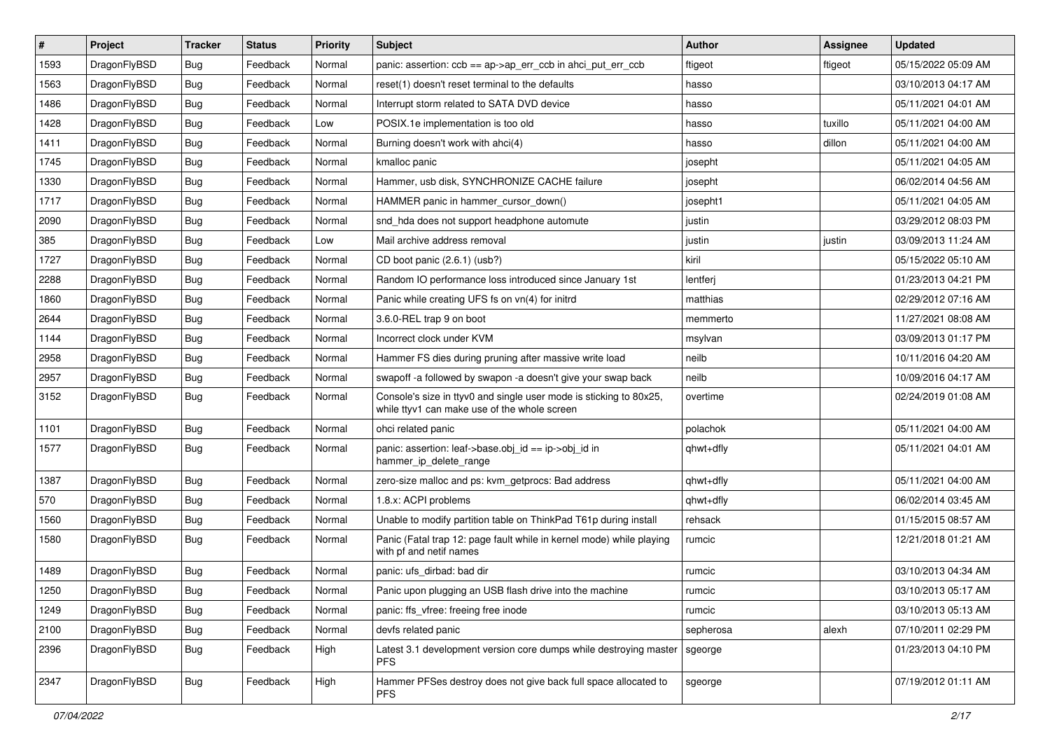| # | Project | Tracker | Status | Priority | Subject | Author | Assignee | Updated |
|---|---|---|---|---|---|---|---|---|
| 1593 | DragonFlyBSD | Bug | Feedback | Normal | panic: assertion: ccb == ap->ap_err_ccb in ahci_put_err_ccb | ftigeot | ftigeot | 05/15/2022 05:09 AM |
| 1563 | DragonFlyBSD | Bug | Feedback | Normal | reset(1) doesn't reset terminal to the defaults | hasso | | 03/10/2013 04:17 AM |
| 1486 | DragonFlyBSD | Bug | Feedback | Normal | Interrupt storm related to SATA DVD device | hasso | | 05/11/2021 04:01 AM |
| 1428 | DragonFlyBSD | Bug | Feedback | Low | POSIX.1e implementation is too old | hasso | tuxillo | 05/11/2021 04:00 AM |
| 1411 | DragonFlyBSD | Bug | Feedback | Normal | Burning doesn't work with ahci(4) | hasso | dillon | 05/11/2021 04:00 AM |
| 1745 | DragonFlyBSD | Bug | Feedback | Normal | kmalloc panic | josepht | | 05/11/2021 04:05 AM |
| 1330 | DragonFlyBSD | Bug | Feedback | Normal | Hammer, usb disk, SYNCHRONIZE CACHE failure | josepht | | 06/02/2014 04:56 AM |
| 1717 | DragonFlyBSD | Bug | Feedback | Normal | HAMMER panic in hammer_cursor_down() | josepht1 | | 05/11/2021 04:05 AM |
| 2090 | DragonFlyBSD | Bug | Feedback | Normal | snd_hda does not support headphone automute | justin | | 03/29/2012 08:03 PM |
| 385 | DragonFlyBSD | Bug | Feedback | Low | Mail archive address removal | justin | justin | 03/09/2013 11:24 AM |
| 1727 | DragonFlyBSD | Bug | Feedback | Normal | CD boot panic (2.6.1) (usb?) | kiril | | 05/15/2022 05:10 AM |
| 2288 | DragonFlyBSD | Bug | Feedback | Normal | Random IO performance loss introduced since January 1st | lentferj | | 01/23/2013 04:21 PM |
| 1860 | DragonFlyBSD | Bug | Feedback | Normal | Panic while creating UFS fs on vn(4) for initrd | matthias | | 02/29/2012 07:16 AM |
| 2644 | DragonFlyBSD | Bug | Feedback | Normal | 3.6.0-REL trap 9 on boot | memmerto | | 11/27/2021 08:08 AM |
| 1144 | DragonFlyBSD | Bug | Feedback | Normal | Incorrect clock under KVM | msylvan | | 03/09/2013 01:17 PM |
| 2958 | DragonFlyBSD | Bug | Feedback | Normal | Hammer FS dies during pruning after massive write load | neilb | | 10/11/2016 04:20 AM |
| 2957 | DragonFlyBSD | Bug | Feedback | Normal | swapoff -a followed by swapon -a doesn't give your swap back | neilb | | 10/09/2016 04:17 AM |
| 3152 | DragonFlyBSD | Bug | Feedback | Normal | Console's size in ttyv0 and single user mode is sticking to 80x25, while ttyv1 can make use of the whole screen | overtime | | 02/24/2019 01:08 AM |
| 1101 | DragonFlyBSD | Bug | Feedback | Normal | ohci related panic | polachok | | 05/11/2021 04:00 AM |
| 1577 | DragonFlyBSD | Bug | Feedback | Normal | panic: assertion: leaf->base.obj_id == ip->obj_id in hammer_ip_delete_range | qhwt+dfly | | 05/11/2021 04:01 AM |
| 1387 | DragonFlyBSD | Bug | Feedback | Normal | zero-size malloc and ps: kvm_getprocs: Bad address | qhwt+dfly | | 05/11/2021 04:00 AM |
| 570 | DragonFlyBSD | Bug | Feedback | Normal | 1.8.x: ACPI problems | qhwt+dfly | | 06/02/2014 03:45 AM |
| 1560 | DragonFlyBSD | Bug | Feedback | Normal | Unable to modify partition table on ThinkPad T61p during install | rehsack | | 01/15/2015 08:57 AM |
| 1580 | DragonFlyBSD | Bug | Feedback | Normal | Panic (Fatal trap 12: page fault while in kernel mode) while playing with pf and netif names | rumcic | | 12/21/2018 01:21 AM |
| 1489 | DragonFlyBSD | Bug | Feedback | Normal | panic: ufs_dirbad: bad dir | rumcic | | 03/10/2013 04:34 AM |
| 1250 | DragonFlyBSD | Bug | Feedback | Normal | Panic upon plugging an USB flash drive into the machine | rumcic | | 03/10/2013 05:17 AM |
| 1249 | DragonFlyBSD | Bug | Feedback | Normal | panic: ffs_vfree: freeing free inode | rumcic | | 03/10/2013 05:13 AM |
| 2100 | DragonFlyBSD | Bug | Feedback | Normal | devfs related panic | sepherosa | alexh | 07/10/2011 02:29 PM |
| 2396 | DragonFlyBSD | Bug | Feedback | High | Latest 3.1 development version core dumps while destroying master PFS | sgeorge | | 01/23/2013 04:10 PM |
| 2347 | DragonFlyBSD | Bug | Feedback | High | Hammer PFSes destroy does not give back full space allocated to PFS | sgeorge | | 07/19/2012 01:11 AM |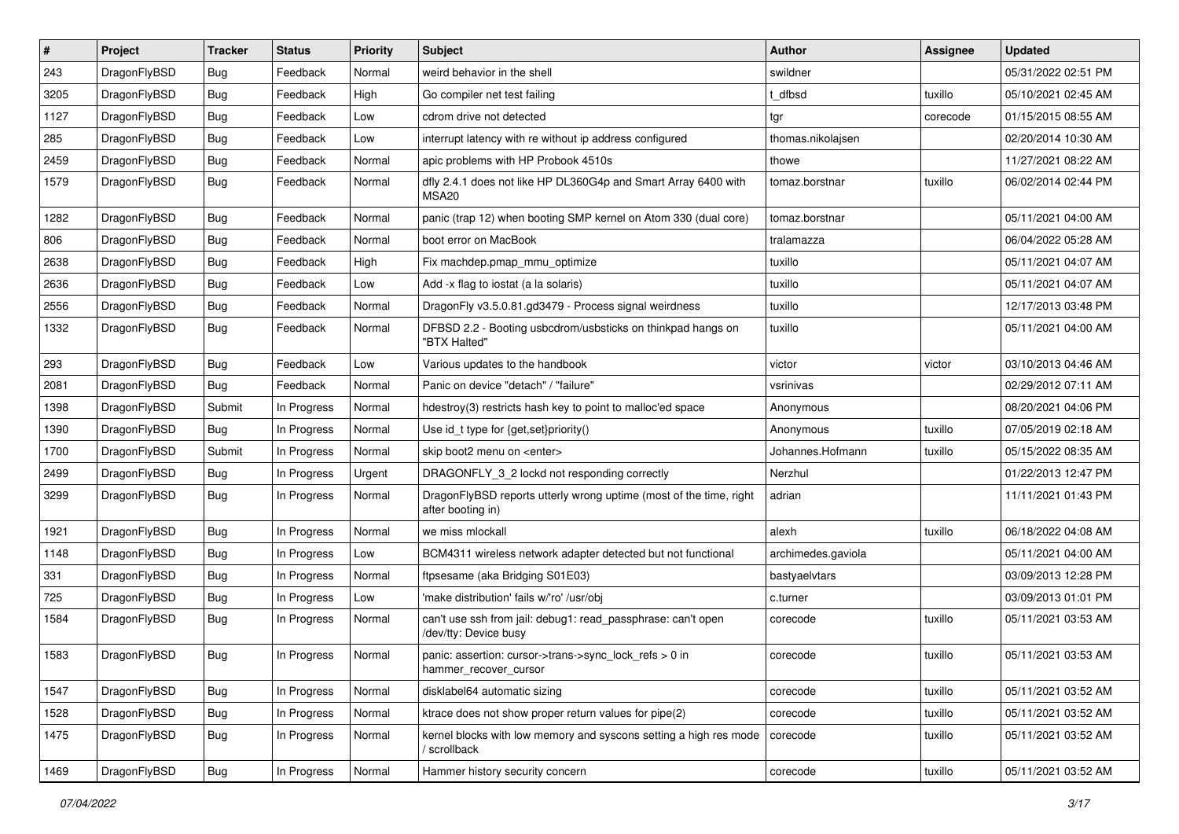| # | Project | Tracker | Status | Priority | Subject | Author | Assignee | Updated |
|---|---|---|---|---|---|---|---|---|
| 243 | DragonFlyBSD | Bug | Feedback | Normal | weird behavior in the shell | swildner | | 05/31/2022 02:51 PM |
| 3205 | DragonFlyBSD | Bug | Feedback | High | Go compiler net test failing | t_dfbsd | tuxillo | 05/10/2021 02:45 AM |
| 1127 | DragonFlyBSD | Bug | Feedback | Low | cdrom drive not detected | tgr | corecode | 01/15/2015 08:55 AM |
| 285 | DragonFlyBSD | Bug | Feedback | Low | interrupt latency with re without ip address configured | thomas.nikolajsen | | 02/20/2014 10:30 AM |
| 2459 | DragonFlyBSD | Bug | Feedback | Normal | apic problems with HP Probook 4510s | thowe | | 11/27/2021 08:22 AM |
| 1579 | DragonFlyBSD | Bug | Feedback | Normal | dfly 2.4.1 does not like HP DL360G4p and Smart Array 6400 with MSA20 | tomaz.borstnar | tuxillo | 06/02/2014 02:44 PM |
| 1282 | DragonFlyBSD | Bug | Feedback | Normal | panic (trap 12) when booting SMP kernel on Atom 330 (dual core) | tomaz.borstnar | | 05/11/2021 04:00 AM |
| 806 | DragonFlyBSD | Bug | Feedback | Normal | boot error on MacBook | tralamazza | | 06/04/2022 05:28 AM |
| 2638 | DragonFlyBSD | Bug | Feedback | High | Fix machdep.pmap_mmu_optimize | tuxillo | | 05/11/2021 04:07 AM |
| 2636 | DragonFlyBSD | Bug | Feedback | Low | Add -x flag to iostat (a la solaris) | tuxillo | | 05/11/2021 04:07 AM |
| 2556 | DragonFlyBSD | Bug | Feedback | Normal | DragonFly v3.5.0.81.gd3479 - Process signal weirdness | tuxillo | | 12/17/2013 03:48 PM |
| 1332 | DragonFlyBSD | Bug | Feedback | Normal | DFBSD 2.2 - Booting usbcdrom/usbsticks on thinkpad hangs on "BTX Halted" | tuxillo | | 05/11/2021 04:00 AM |
| 293 | DragonFlyBSD | Bug | Feedback | Low | Various updates to the handbook | victor | victor | 03/10/2013 04:46 AM |
| 2081 | DragonFlyBSD | Bug | Feedback | Normal | Panic on device "detach" / "failure" | vsrinivas | | 02/29/2012 07:11 AM |
| 1398 | DragonFlyBSD | Submit | In Progress | Normal | hdestroy(3) restricts hash key to point to malloc'ed space | Anonymous | | 08/20/2021 04:06 PM |
| 1390 | DragonFlyBSD | Bug | In Progress | Normal | Use id_t type for {get,set}priority() | Anonymous | tuxillo | 07/05/2019 02:18 AM |
| 1700 | DragonFlyBSD | Submit | In Progress | Normal | skip boot2 menu on <enter> | Johannes.Hofmann | tuxillo | 05/15/2022 08:35 AM |
| 2499 | DragonFlyBSD | Bug | In Progress | Urgent | DRAGONFLY_3_2 lockd not responding correctly | Nerzhul | | 01/22/2013 12:47 PM |
| 3299 | DragonFlyBSD | Bug | In Progress | Normal | DragonFlyBSD reports utterly wrong uptime (most of the time, right after booting in) | adrian | | 11/11/2021 01:43 PM |
| 1921 | DragonFlyBSD | Bug | In Progress | Normal | we miss mlockall | alexh | tuxillo | 06/18/2022 04:08 AM |
| 1148 | DragonFlyBSD | Bug | In Progress | Low | BCM4311 wireless network adapter detected but not functional | archimedes.gaviola | | 05/11/2021 04:00 AM |
| 331 | DragonFlyBSD | Bug | In Progress | Normal | ftpsesame (aka Bridging S01E03) | bastyaelvtars | | 03/09/2013 12:28 PM |
| 725 | DragonFlyBSD | Bug | In Progress | Low | 'make distribution' fails w/'ro' /usr/obj | c.turner | | 03/09/2013 01:01 PM |
| 1584 | DragonFlyBSD | Bug | In Progress | Normal | can't use ssh from jail: debug1: read_passphrase: can't open /dev/tty: Device busy | corecode | tuxillo | 05/11/2021 03:53 AM |
| 1583 | DragonFlyBSD | Bug | In Progress | Normal | panic: assertion: cursor->trans->sync_lock_refs > 0 in hammer_recover_cursor | corecode | tuxillo | 05/11/2021 03:53 AM |
| 1547 | DragonFlyBSD | Bug | In Progress | Normal | disklabel64 automatic sizing | corecode | tuxillo | 05/11/2021 03:52 AM |
| 1528 | DragonFlyBSD | Bug | In Progress | Normal | ktrace does not show proper return values for pipe(2) | corecode | tuxillo | 05/11/2021 03:52 AM |
| 1475 | DragonFlyBSD | Bug | In Progress | Normal | kernel blocks with low memory and syscons setting a high res mode / scrollback | corecode | tuxillo | 05/11/2021 03:52 AM |
| 1469 | DragonFlyBSD | Bug | In Progress | Normal | Hammer history security concern | corecode | tuxillo | 05/11/2021 03:52 AM |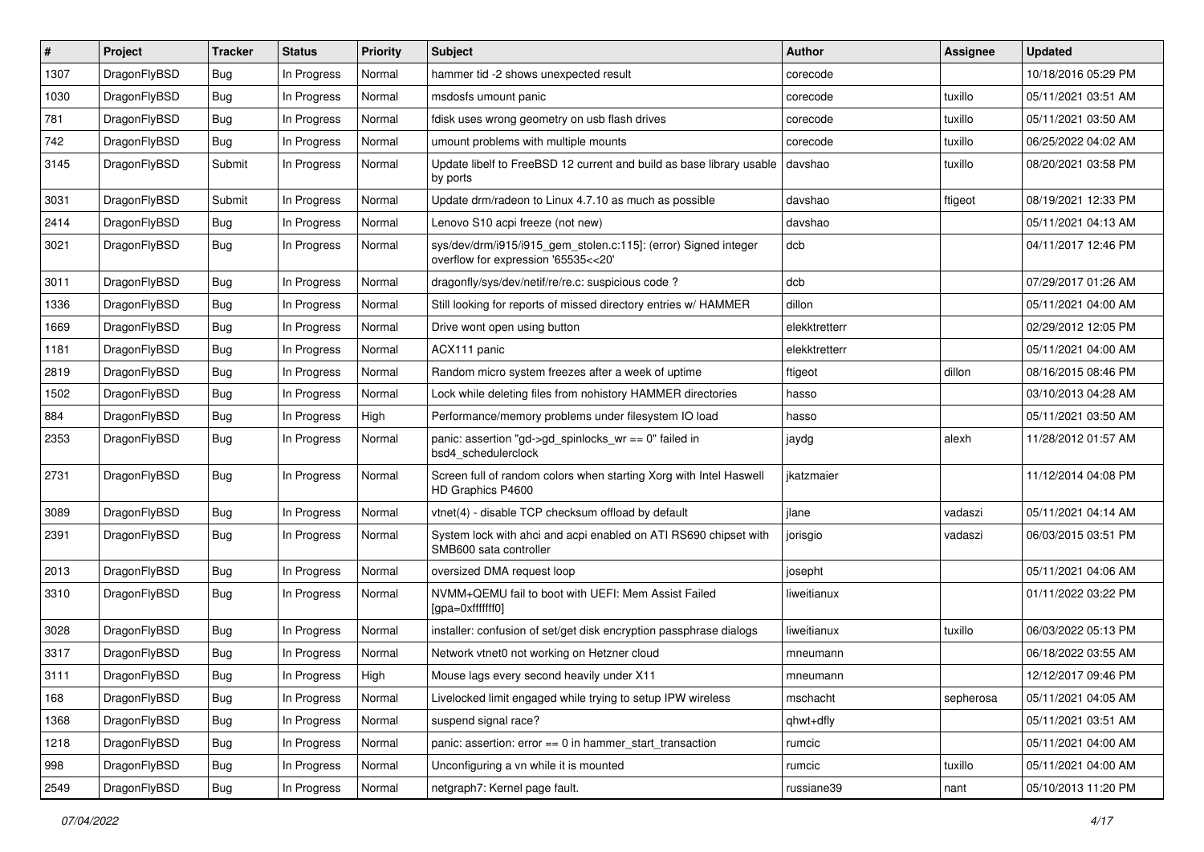| # | Project | Tracker | Status | Priority | Subject | Author | Assignee | Updated |
|---|---|---|---|---|---|---|---|---|
| 1307 | DragonFlyBSD | Bug | In Progress | Normal | hammer tid -2 shows unexpected result | corecode | | 10/18/2016 05:29 PM |
| 1030 | DragonFlyBSD | Bug | In Progress | Normal | msdosfs umount panic | corecode | tuxillo | 05/11/2021 03:51 AM |
| 781 | DragonFlyBSD | Bug | In Progress | Normal | fdisk uses wrong geometry on usb flash drives | corecode | tuxillo | 05/11/2021 03:50 AM |
| 742 | DragonFlyBSD | Bug | In Progress | Normal | umount problems with multiple mounts | corecode | tuxillo | 06/25/2022 04:02 AM |
| 3145 | DragonFlyBSD | Submit | In Progress | Normal | Update libelf to FreeBSD 12 current and build as base library usable by ports | davshao | tuxillo | 08/20/2021 03:58 PM |
| 3031 | DragonFlyBSD | Submit | In Progress | Normal | Update drm/radeon to Linux 4.7.10 as much as possible | davshao | ftigeot | 08/19/2021 12:33 PM |
| 2414 | DragonFlyBSD | Bug | In Progress | Normal | Lenovo S10 acpi freeze (not new) | davshao | | 05/11/2021 04:13 AM |
| 3021 | DragonFlyBSD | Bug | In Progress | Normal | sys/dev/drm/i915/i915_gem_stolen.c:115]: (error) Signed integer overflow for expression '65535<<20' | dcb | | 04/11/2017 12:46 PM |
| 3011 | DragonFlyBSD | Bug | In Progress | Normal | dragonfly/sys/dev/netif/re/re.c: suspicious code ? | dcb | | 07/29/2017 01:26 AM |
| 1336 | DragonFlyBSD | Bug | In Progress | Normal | Still looking for reports of missed directory entries w/ HAMMER | dillon | | 05/11/2021 04:00 AM |
| 1669 | DragonFlyBSD | Bug | In Progress | Normal | Drive wont open using button | elekktretterr | | 02/29/2012 12:05 PM |
| 1181 | DragonFlyBSD | Bug | In Progress | Normal | ACX111 panic | elekktretterr | | 05/11/2021 04:00 AM |
| 2819 | DragonFlyBSD | Bug | In Progress | Normal | Random micro system freezes after a week of uptime | ftigeot | dillon | 08/16/2015 08:46 PM |
| 1502 | DragonFlyBSD | Bug | In Progress | Normal | Lock while deleting files from nohistory HAMMER directories | hasso | | 03/10/2013 04:28 AM |
| 884 | DragonFlyBSD | Bug | In Progress | High | Performance/memory problems under filesystem IO load | hasso | | 05/11/2021 03:50 AM |
| 2353 | DragonFlyBSD | Bug | In Progress | Normal | panic: assertion "gd->gd_spinlocks_wr == 0" failed in bsd4_schedulerclock | jaydg | alexh | 11/28/2012 01:57 AM |
| 2731 | DragonFlyBSD | Bug | In Progress | Normal | Screen full of random colors when starting Xorg with Intel Haswell HD Graphics P4600 | jkatzmaier | | 11/12/2014 04:08 PM |
| 3089 | DragonFlyBSD | Bug | In Progress | Normal | vtnet(4) - disable TCP checksum offload by default | jlane | vadaszi | 05/11/2021 04:14 AM |
| 2391 | DragonFlyBSD | Bug | In Progress | Normal | System lock with ahci and acpi enabled on ATI RS690 chipset with SMB600 sata controller | jorisgio | vadaszi | 06/03/2015 03:51 PM |
| 2013 | DragonFlyBSD | Bug | In Progress | Normal | oversized DMA request loop | josepht | | 05/11/2021 04:06 AM |
| 3310 | DragonFlyBSD | Bug | In Progress | Normal | NVMM+QEMU fail to boot with UEFI: Mem Assist Failed [gpa=0xfffffff0] | liweitianux | | 01/11/2022 03:22 PM |
| 3028 | DragonFlyBSD | Bug | In Progress | Normal | installer: confusion of set/get disk encryption passphrase dialogs | liweitianux | tuxillo | 06/03/2022 05:13 PM |
| 3317 | DragonFlyBSD | Bug | In Progress | Normal | Network vtnet0 not working on Hetzner cloud | mneumann | | 06/18/2022 03:55 AM |
| 3111 | DragonFlyBSD | Bug | In Progress | High | Mouse lags every second heavily under X11 | mneumann | | 12/12/2017 09:46 PM |
| 168 | DragonFlyBSD | Bug | In Progress | Normal | Livelocked limit engaged while trying to setup IPW wireless | mschacht | sepherosa | 05/11/2021 04:05 AM |
| 1368 | DragonFlyBSD | Bug | In Progress | Normal | suspend signal race? | qhwt+dfly | | 05/11/2021 03:51 AM |
| 1218 | DragonFlyBSD | Bug | In Progress | Normal | panic: assertion: error == 0 in hammer_start_transaction | rumcic | | 05/11/2021 04:00 AM |
| 998 | DragonFlyBSD | Bug | In Progress | Normal | Unconfiguring a vn while it is mounted | rumcic | tuxillo | 05/11/2021 04:00 AM |
| 2549 | DragonFlyBSD | Bug | In Progress | Normal | netgraph7: Kernel page fault. | russiane39 | nant | 05/10/2013 11:20 PM |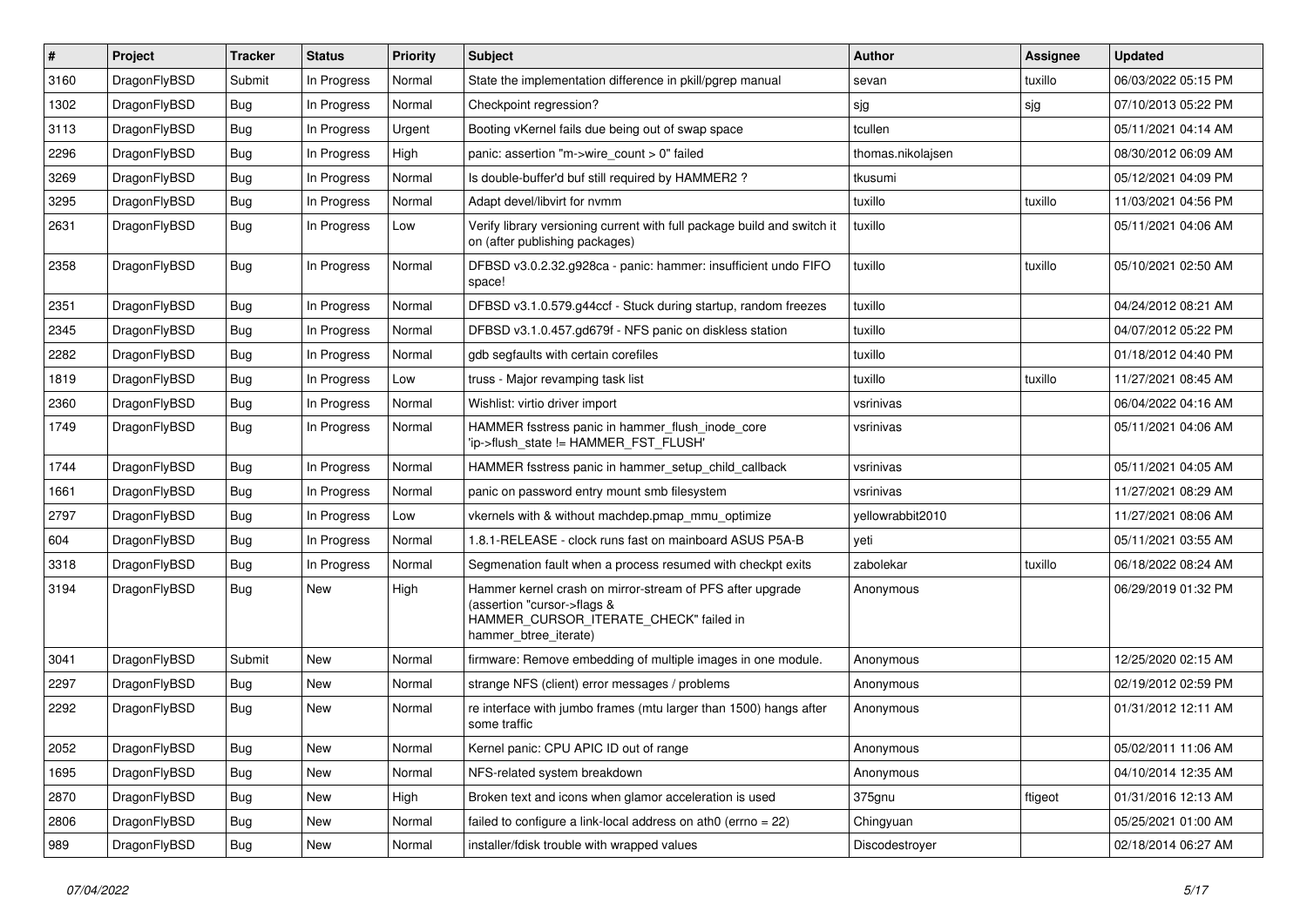| # | Project | Tracker | Status | Priority | Subject | Author | Assignee | Updated |
|---|---|---|---|---|---|---|---|---|
| 3160 | DragonFlyBSD | Submit | In Progress | Normal | State the implementation difference in pkill/pgrep manual | sevan | tuxillo | 06/03/2022 05:15 PM |
| 1302 | DragonFlyBSD | Bug | In Progress | Normal | Checkpoint regression? | sjg | sjg | 07/10/2013 05:22 PM |
| 3113 | DragonFlyBSD | Bug | In Progress | Urgent | Booting vKernel fails due being out of swap space | tcullen | | 05/11/2021 04:14 AM |
| 2296 | DragonFlyBSD | Bug | In Progress | High | panic: assertion "m->wire_count > 0" failed | thomas.nikolajsen | | 08/30/2012 06:09 AM |
| 3269 | DragonFlyBSD | Bug | In Progress | Normal | Is double-buffer'd buf still required by HAMMER2 ? | tkusumi | | 05/12/2021 04:09 PM |
| 3295 | DragonFlyBSD | Bug | In Progress | Normal | Adapt devel/libvirt for nvmm | tuxillo | tuxillo | 11/03/2021 04:56 PM |
| 2631 | DragonFlyBSD | Bug | In Progress | Low | Verify library versioning current with full package build and switch it on (after publishing packages) | tuxillo | | 05/11/2021 04:06 AM |
| 2358 | DragonFlyBSD | Bug | In Progress | Normal | DFBSD v3.0.2.32.g928ca - panic: hammer: insufficient undo FIFO space! | tuxillo | tuxillo | 05/10/2021 02:50 AM |
| 2351 | DragonFlyBSD | Bug | In Progress | Normal | DFBSD v3.1.0.579.g44ccf - Stuck during startup, random freezes | tuxillo | | 04/24/2012 08:21 AM |
| 2345 | DragonFlyBSD | Bug | In Progress | Normal | DFBSD v3.1.0.457.gd679f - NFS panic on diskless station | tuxillo | | 04/07/2012 05:22 PM |
| 2282 | DragonFlyBSD | Bug | In Progress | Normal | gdb segfaults with certain corefiles | tuxillo | | 01/18/2012 04:40 PM |
| 1819 | DragonFlyBSD | Bug | In Progress | Low | truss - Major revamping task list | tuxillo | tuxillo | 11/27/2021 08:45 AM |
| 2360 | DragonFlyBSD | Bug | In Progress | Normal | Wishlist: virtio driver import | vsrinivas | | 06/04/2022 04:16 AM |
| 1749 | DragonFlyBSD | Bug | In Progress | Normal | HAMMER fsstress panic in hammer_flush_inode_core 'ip->flush_state != HAMMER_FST_FLUSH' | vsrinivas | | 05/11/2021 04:06 AM |
| 1744 | DragonFlyBSD | Bug | In Progress | Normal | HAMMER fsstress panic in hammer_setup_child_callback | vsrinivas | | 05/11/2021 04:05 AM |
| 1661 | DragonFlyBSD | Bug | In Progress | Normal | panic on password entry mount smb filesystem | vsrinivas | | 11/27/2021 08:29 AM |
| 2797 | DragonFlyBSD | Bug | In Progress | Low | vkernels with & without machdep.pmap_mmu_optimize | yellowrabbit2010 | | 11/27/2021 08:06 AM |
| 604 | DragonFlyBSD | Bug | In Progress | Normal | 1.8.1-RELEASE - clock runs fast on mainboard ASUS P5A-B | yeti | | 05/11/2021 03:55 AM |
| 3318 | DragonFlyBSD | Bug | In Progress | Normal | Segmenation fault when a process resumed with checkpt exits | zabolekar | tuxillo | 06/18/2022 08:24 AM |
| 3194 | DragonFlyBSD | Bug | New | High | Hammer kernel crash on mirror-stream of PFS after upgrade (assertion "cursor->flags & HAMMER_CURSOR_ITERATE_CHECK" failed in hammer_btree_iterate) | Anonymous | | 06/29/2019 01:32 PM |
| 3041 | DragonFlyBSD | Submit | New | Normal | firmware: Remove embedding of multiple images in one module. | Anonymous | | 12/25/2020 02:15 AM |
| 2297 | DragonFlyBSD | Bug | New | Normal | strange NFS (client) error messages / problems | Anonymous | | 02/19/2012 02:59 PM |
| 2292 | DragonFlyBSD | Bug | New | Normal | re interface with jumbo frames (mtu larger than 1500) hangs after some traffic | Anonymous | | 01/31/2012 12:11 AM |
| 2052 | DragonFlyBSD | Bug | New | Normal | Kernel panic: CPU APIC ID out of range | Anonymous | | 05/02/2011 11:06 AM |
| 1695 | DragonFlyBSD | Bug | New | Normal | NFS-related system breakdown | Anonymous | | 04/10/2014 12:35 AM |
| 2870 | DragonFlyBSD | Bug | New | High | Broken text and icons when glamor acceleration is used | 375gnu | ftigeot | 01/31/2016 12:13 AM |
| 2806 | DragonFlyBSD | Bug | New | Normal | failed to configure a link-local address on ath0 (errno = 22) | Chingyuan | | 05/25/2021 01:00 AM |
| 989 | DragonFlyBSD | Bug | New | Normal | installer/fdisk trouble with wrapped values | Discodestroyer | | 02/18/2014 06:27 AM |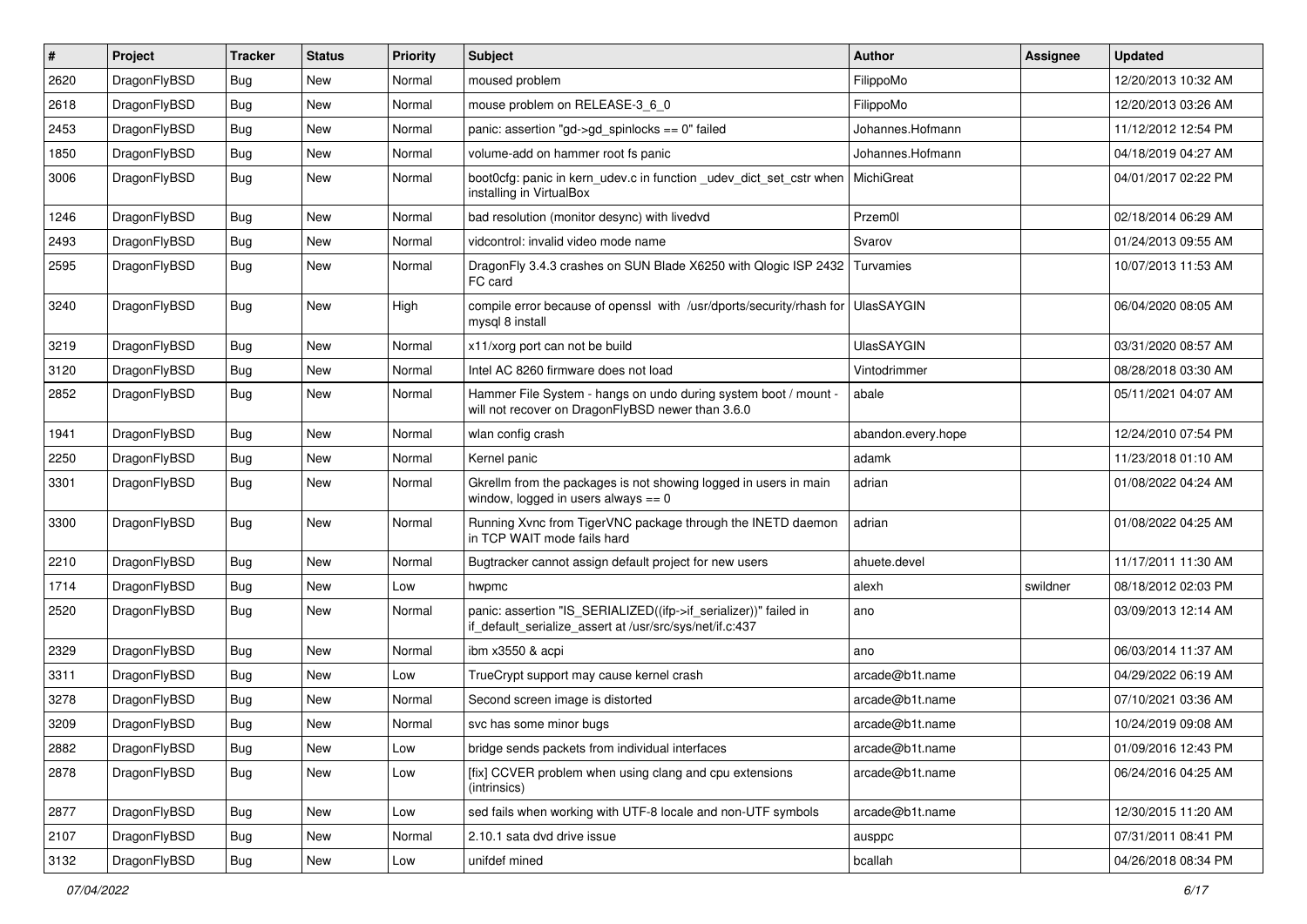| # | Project | Tracker | Status | Priority | Subject | Author | Assignee | Updated |
| --- | --- | --- | --- | --- | --- | --- | --- | --- |
| 2620 | DragonFlyBSD | Bug | New | Normal | moused problem | FilippoMo | | 12/20/2013 10:32 AM |
| 2618 | DragonFlyBSD | Bug | New | Normal | mouse problem on RELEASE-3_6_0 | FilippoMo | | 12/20/2013 03:26 AM |
| 2453 | DragonFlyBSD | Bug | New | Normal | panic: assertion "gd->gd_spinlocks == 0" failed | Johannes.Hofmann | | 11/12/2012 12:54 PM |
| 1850 | DragonFlyBSD | Bug | New | Normal | volume-add on hammer root fs panic | Johannes.Hofmann | | 04/18/2019 04:27 AM |
| 3006 | DragonFlyBSD | Bug | New | Normal | boot0cfg: panic in kern_udev.c in function _udev_dict_set_cstr when installing in VirtualBox | MichiGreat | | 04/01/2017 02:22 PM |
| 1246 | DragonFlyBSD | Bug | New | Normal | bad resolution (monitor desync) with livedvd | Przem0l | | 02/18/2014 06:29 AM |
| 2493 | DragonFlyBSD | Bug | New | Normal | vidcontrol: invalid video mode name | Svarov | | 01/24/2013 09:55 AM |
| 2595 | DragonFlyBSD | Bug | New | Normal | DragonFly 3.4.3 crashes on SUN Blade X6250 with Qlogic ISP 2432 FC card | Turvamies | | 10/07/2013 11:53 AM |
| 3240 | DragonFlyBSD | Bug | New | High | compile error because of openssl with /usr/dports/security/rhash for mysql 8 install | UlasSAYGIN | | 06/04/2020 08:05 AM |
| 3219 | DragonFlyBSD | Bug | New | Normal | x11/xorg port can not be build | UlasSAYGIN | | 03/31/2020 08:57 AM |
| 3120 | DragonFlyBSD | Bug | New | Normal | Intel AC 8260 firmware does not load | Vintodrimmer | | 08/28/2018 03:30 AM |
| 2852 | DragonFlyBSD | Bug | New | Normal | Hammer File System - hangs on undo during system boot / mount - will not recover on DragonFlyBSD newer than 3.6.0 | abale | | 05/11/2021 04:07 AM |
| 1941 | DragonFlyBSD | Bug | New | Normal | wlan config crash | abandon.every.hope | | 12/24/2010 07:54 PM |
| 2250 | DragonFlyBSD | Bug | New | Normal | Kernel panic | adamk | | 11/23/2018 01:10 AM |
| 3301 | DragonFlyBSD | Bug | New | Normal | Gkrellm from the packages is not showing logged in users in main window, logged in users always == 0 | adrian | | 01/08/2022 04:24 AM |
| 3300 | DragonFlyBSD | Bug | New | Normal | Running Xvnc from TigerVNC package through the INETD daemon in TCP WAIT mode fails hard | adrian | | 01/08/2022 04:25 AM |
| 2210 | DragonFlyBSD | Bug | New | Normal | Bugtracker cannot assign default project for new users | ahuete.devel | | 11/17/2011 11:30 AM |
| 1714 | DragonFlyBSD | Bug | New | Low | hwpmc | alexh | swildner | 08/18/2012 02:03 PM |
| 2520 | DragonFlyBSD | Bug | New | Normal | panic: assertion "IS_SERIALIZED((ifp->if_serializer))" failed in if_default_serialize_assert at /usr/src/sys/net/if.c:437 | ano | | 03/09/2013 12:14 AM |
| 2329 | DragonFlyBSD | Bug | New | Normal | ibm x3550 & acpi | ano | | 06/03/2014 11:37 AM |
| 3311 | DragonFlyBSD | Bug | New | Low | TrueCrypt support may cause kernel crash | arcade@b1t.name | | 04/29/2022 06:19 AM |
| 3278 | DragonFlyBSD | Bug | New | Normal | Second screen image is distorted | arcade@b1t.name | | 07/10/2021 03:36 AM |
| 3209 | DragonFlyBSD | Bug | New | Normal | svc has some minor bugs | arcade@b1t.name | | 10/24/2019 09:08 AM |
| 2882 | DragonFlyBSD | Bug | New | Low | bridge sends packets from individual interfaces | arcade@b1t.name | | 01/09/2016 12:43 PM |
| 2878 | DragonFlyBSD | Bug | New | Low | [fix] CCVER problem when using clang and cpu extensions (intrinsics) | arcade@b1t.name | | 06/24/2016 04:25 AM |
| 2877 | DragonFlyBSD | Bug | New | Low | sed fails when working with UTF-8 locale and non-UTF symbols | arcade@b1t.name | | 12/30/2015 11:20 AM |
| 2107 | DragonFlyBSD | Bug | New | Normal | 2.10.1 sata dvd drive issue | ausppc | | 07/31/2011 08:41 PM |
| 3132 | DragonFlyBSD | Bug | New | Low | unifdef mined | bcallah | | 04/26/2018 08:34 PM |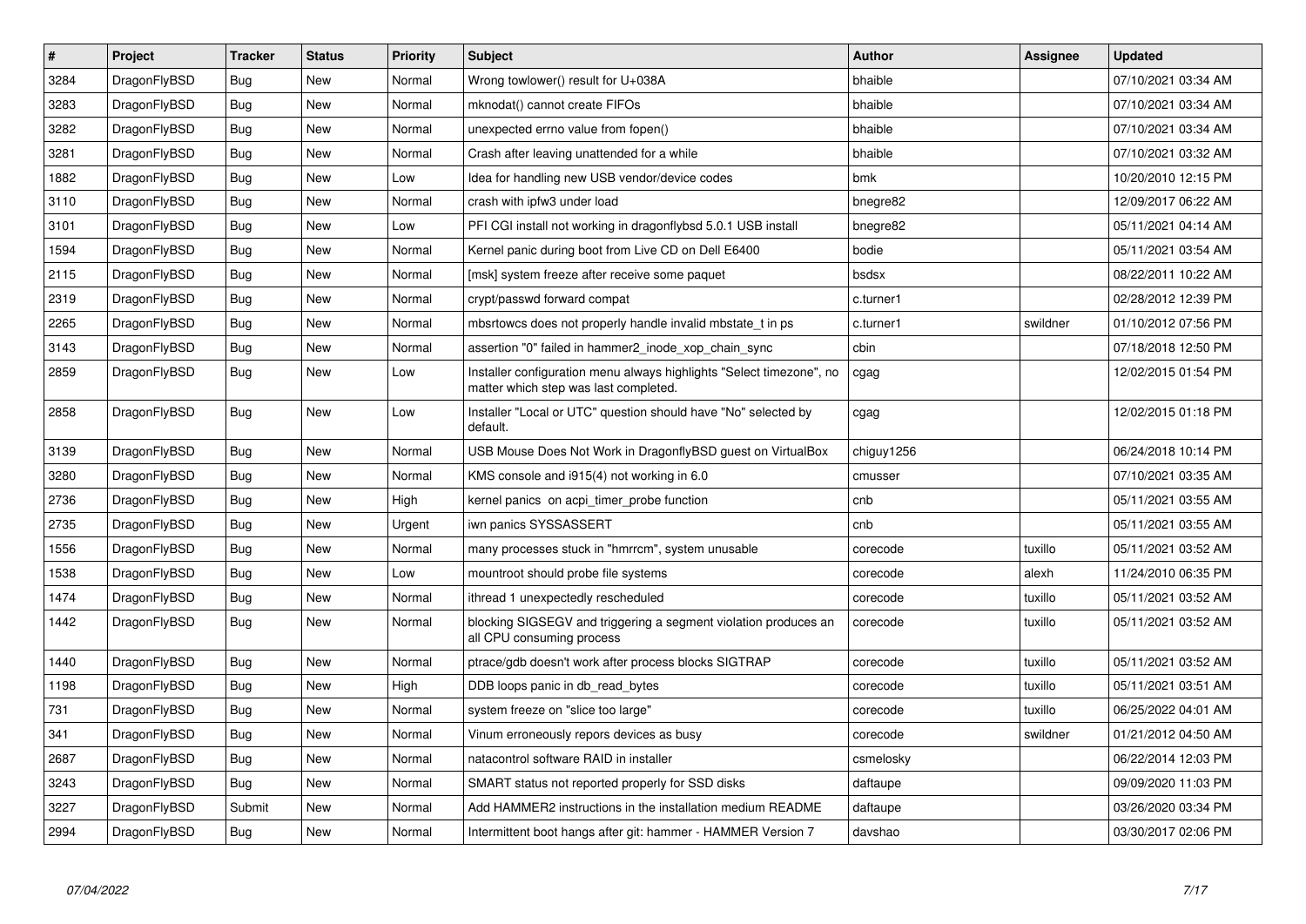| # | Project | Tracker | Status | Priority | Subject | Author | Assignee | Updated |
|---|---|---|---|---|---|---|---|---|
| 3284 | DragonFlyBSD | Bug | New | Normal | Wrong towlower() result for U+038A | bhaible | | 07/10/2021 03:34 AM |
| 3283 | DragonFlyBSD | Bug | New | Normal | mknodat() cannot create FIFOs | bhaible | | 07/10/2021 03:34 AM |
| 3282 | DragonFlyBSD | Bug | New | Normal | unexpected errno value from fopen() | bhaible | | 07/10/2021 03:34 AM |
| 3281 | DragonFlyBSD | Bug | New | Normal | Crash after leaving unattended for a while | bhaible | | 07/10/2021 03:32 AM |
| 1882 | DragonFlyBSD | Bug | New | Low | Idea for handling new USB vendor/device codes | bmk | | 10/20/2010 12:15 PM |
| 3110 | DragonFlyBSD | Bug | New | Normal | crash with ipfw3 under load | bnegre82 | | 12/09/2017 06:22 AM |
| 3101 | DragonFlyBSD | Bug | New | Low | PFI CGI install not working in dragonflybsd 5.0.1 USB install | bnegre82 | | 05/11/2021 04:14 AM |
| 1594 | DragonFlyBSD | Bug | New | Normal | Kernel panic during boot from Live CD on Dell E6400 | bodie | | 05/11/2021 03:54 AM |
| 2115 | DragonFlyBSD | Bug | New | Normal | [msk] system freeze after receive some paquet | bsdsx | | 08/22/2011 10:22 AM |
| 2319 | DragonFlyBSD | Bug | New | Normal | crypt/passwd forward compat | c.turner1 | | 02/28/2012 12:39 PM |
| 2265 | DragonFlyBSD | Bug | New | Normal | mbsrtowcs does not properly handle invalid mbstate_t in ps | c.turner1 | swildner | 01/10/2012 07:56 PM |
| 3143 | DragonFlyBSD | Bug | New | Normal | assertion "0" failed in hammer2_inode_xop_chain_sync | cbin | | 07/18/2018 12:50 PM |
| 2859 | DragonFlyBSD | Bug | New | Low | Installer configuration menu always highlights "Select timezone", no matter which step was last completed. | cgag | | 12/02/2015 01:54 PM |
| 2858 | DragonFlyBSD | Bug | New | Low | Installer "Local or UTC" question should have "No" selected by default. | cgag | | 12/02/2015 01:18 PM |
| 3139 | DragonFlyBSD | Bug | New | Normal | USB Mouse Does Not Work in DragonflyBSD guest on VirtualBox | chiguy1256 | | 06/24/2018 10:14 PM |
| 3280 | DragonFlyBSD | Bug | New | Normal | KMS console and i915(4) not working in 6.0 | cmusser | | 07/10/2021 03:35 AM |
| 2736 | DragonFlyBSD | Bug | New | High | kernel panics on acpi_timer_probe function | cnb | | 05/11/2021 03:55 AM |
| 2735 | DragonFlyBSD | Bug | New | Urgent | iwn panics SYSSASSERT | cnb | | 05/11/2021 03:55 AM |
| 1556 | DragonFlyBSD | Bug | New | Normal | many processes stuck in "hmrrcm", system unusable | corecode | tuxillo | 05/11/2021 03:52 AM |
| 1538 | DragonFlyBSD | Bug | New | Low | mountroot should probe file systems | corecode | alexh | 11/24/2010 06:35 PM |
| 1474 | DragonFlyBSD | Bug | New | Normal | ithread 1 unexpectedly rescheduled | corecode | tuxillo | 05/11/2021 03:52 AM |
| 1442 | DragonFlyBSD | Bug | New | Normal | blocking SIGSEGV and triggering a segment violation produces an all CPU consuming process | corecode | tuxillo | 05/11/2021 03:52 AM |
| 1440 | DragonFlyBSD | Bug | New | Normal | ptrace/gdb doesn't work after process blocks SIGTRAP | corecode | tuxillo | 05/11/2021 03:52 AM |
| 1198 | DragonFlyBSD | Bug | New | High | DDB loops panic in db_read_bytes | corecode | tuxillo | 05/11/2021 03:51 AM |
| 731 | DragonFlyBSD | Bug | New | Normal | system freeze on "slice too large" | corecode | tuxillo | 06/25/2022 04:01 AM |
| 341 | DragonFlyBSD | Bug | New | Normal | Vinum erroneously repors devices as busy | corecode | swildner | 01/21/2012 04:50 AM |
| 2687 | DragonFlyBSD | Bug | New | Normal | natacontrol software RAID in installer | csmelosky | | 06/22/2014 12:03 PM |
| 3243 | DragonFlyBSD | Bug | New | Normal | SMART status not reported properly for SSD disks | daftaupe | | 09/09/2020 11:03 PM |
| 3227 | DragonFlyBSD | Submit | New | Normal | Add HAMMER2 instructions in the installation medium README | daftaupe | | 03/26/2020 03:34 PM |
| 2994 | DragonFlyBSD | Bug | New | Normal | Intermittent boot hangs after git: hammer - HAMMER Version 7 | davshao | | 03/30/2017 02:06 PM |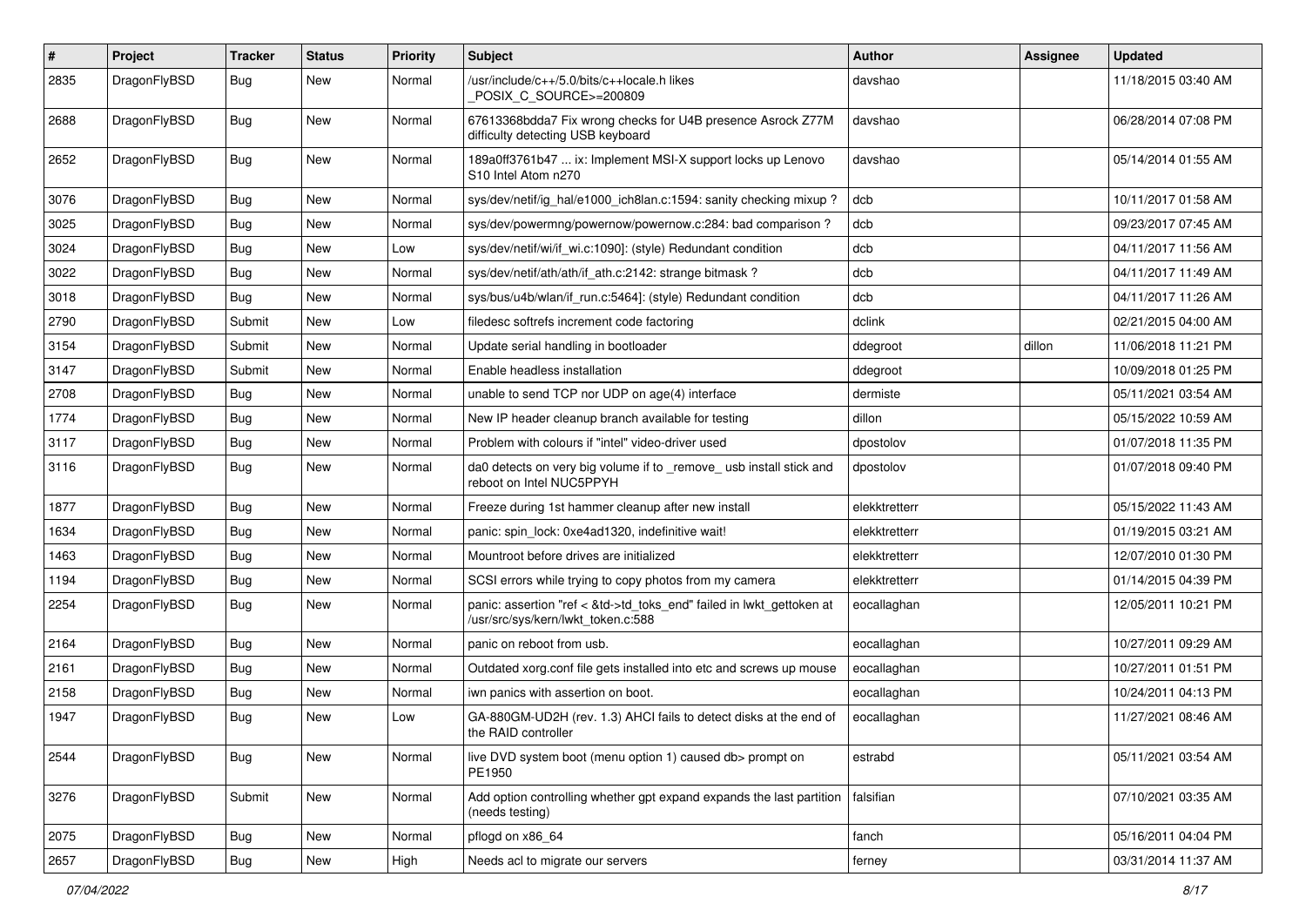| # | Project | Tracker | Status | Priority | Subject | Author | Assignee | Updated |
|---|---|---|---|---|---|---|---|---|
| 2835 | DragonFlyBSD | Bug | New | Normal | /usr/include/c++/5.0/bits/c++locale.h likes _POSIX_C_SOURCE>=200809 | davshao | | 11/18/2015 03:40 AM |
| 2688 | DragonFlyBSD | Bug | New | Normal | 67613368bdda7 Fix wrong checks for U4B presence Asrock Z77M difficulty detecting USB keyboard | davshao | | 06/28/2014 07:08 PM |
| 2652 | DragonFlyBSD | Bug | New | Normal | 189a0ff3761b47 ... ix: Implement MSI-X support locks up Lenovo S10 Intel Atom n270 | davshao | | 05/14/2014 01:55 AM |
| 3076 | DragonFlyBSD | Bug | New | Normal | sys/dev/netif/ig_hal/e1000_ich8lan.c:1594: sanity checking mixup ? | dcb | | 10/11/2017 01:58 AM |
| 3025 | DragonFlyBSD | Bug | New | Normal | sys/dev/powermng/powernow/powernow.c:284: bad comparison ? | dcb | | 09/23/2017 07:45 AM |
| 3024 | DragonFlyBSD | Bug | New | Low | sys/dev/netif/wi/if_wi.c:1090]: (style) Redundant condition | dcb | | 04/11/2017 11:56 AM |
| 3022 | DragonFlyBSD | Bug | New | Normal | sys/dev/netif/ath/ath/if_ath.c:2142: strange bitmask ? | dcb | | 04/11/2017 11:49 AM |
| 3018 | DragonFlyBSD | Bug | New | Normal | sys/bus/u4b/wlan/if_run.c:5464]: (style) Redundant condition | dcb | | 04/11/2017 11:26 AM |
| 2790 | DragonFlyBSD | Submit | New | Low | filedesc softrefs increment code factoring | dclink | | 02/21/2015 04:00 AM |
| 3154 | DragonFlyBSD | Submit | New | Normal | Update serial handling in bootloader | ddegroot | dillon | 11/06/2018 11:21 PM |
| 3147 | DragonFlyBSD | Submit | New | Normal | Enable headless installation | ddegroot | | 10/09/2018 01:25 PM |
| 2708 | DragonFlyBSD | Bug | New | Normal | unable to send TCP nor UDP on age(4) interface | dermiste | | 05/11/2021 03:54 AM |
| 1774 | DragonFlyBSD | Bug | New | Normal | New IP header cleanup branch available for testing | dillon | | 05/15/2022 10:59 AM |
| 3117 | DragonFlyBSD | Bug | New | Normal | Problem with colours if "intel" video-driver used | dpostolov | | 01/07/2018 11:35 PM |
| 3116 | DragonFlyBSD | Bug | New | Normal | da0 detects on very big volume if to _remove_ usb install stick and reboot on Intel NUC5PPYH | dpostolov | | 01/07/2018 09:40 PM |
| 1877 | DragonFlyBSD | Bug | New | Normal | Freeze during 1st hammer cleanup after new install | elekktretterr | | 05/15/2022 11:43 AM |
| 1634 | DragonFlyBSD | Bug | New | Normal | panic: spin_lock: 0xe4ad1320, indefinitive wait! | elekktretterr | | 01/19/2015 03:21 AM |
| 1463 | DragonFlyBSD | Bug | New | Normal | Mountroot before drives are initialized | elekktretterr | | 12/07/2010 01:30 PM |
| 1194 | DragonFlyBSD | Bug | New | Normal | SCSI errors while trying to copy photos from my camera | elekktretterr | | 01/14/2015 04:39 PM |
| 2254 | DragonFlyBSD | Bug | New | Normal | panic: assertion "ref < &td->td_toks_end" failed in lwkt_gettoken at /usr/src/sys/kern/lwkt_token.c:588 | eocallaghan | | 12/05/2011 10:21 PM |
| 2164 | DragonFlyBSD | Bug | New | Normal | panic on reboot from usb. | eocallaghan | | 10/27/2011 09:29 AM |
| 2161 | DragonFlyBSD | Bug | New | Normal | Outdated xorg.conf file gets installed into etc and screws up mouse | eocallaghan | | 10/27/2011 01:51 PM |
| 2158 | DragonFlyBSD | Bug | New | Normal | iwn panics with assertion on boot. | eocallaghan | | 10/24/2011 04:13 PM |
| 1947 | DragonFlyBSD | Bug | New | Low | GA-880GM-UD2H (rev. 1.3) AHCI fails to detect disks at the end of the RAID controller | eocallaghan | | 11/27/2021 08:46 AM |
| 2544 | DragonFlyBSD | Bug | New | Normal | live DVD system boot (menu option 1) caused db> prompt on PE1950 | estrabd | | 05/11/2021 03:54 AM |
| 3276 | DragonFlyBSD | Submit | New | Normal | Add option controlling whether gpt expand expands the last partition (needs testing) | falsifian | | 07/10/2021 03:35 AM |
| 2075 | DragonFlyBSD | Bug | New | Normal | pflogd on x86_64 | fanch | | 05/16/2011 04:04 PM |
| 2657 | DragonFlyBSD | Bug | New | High | Needs acl to migrate our servers | ferney | | 03/31/2014 11:37 AM |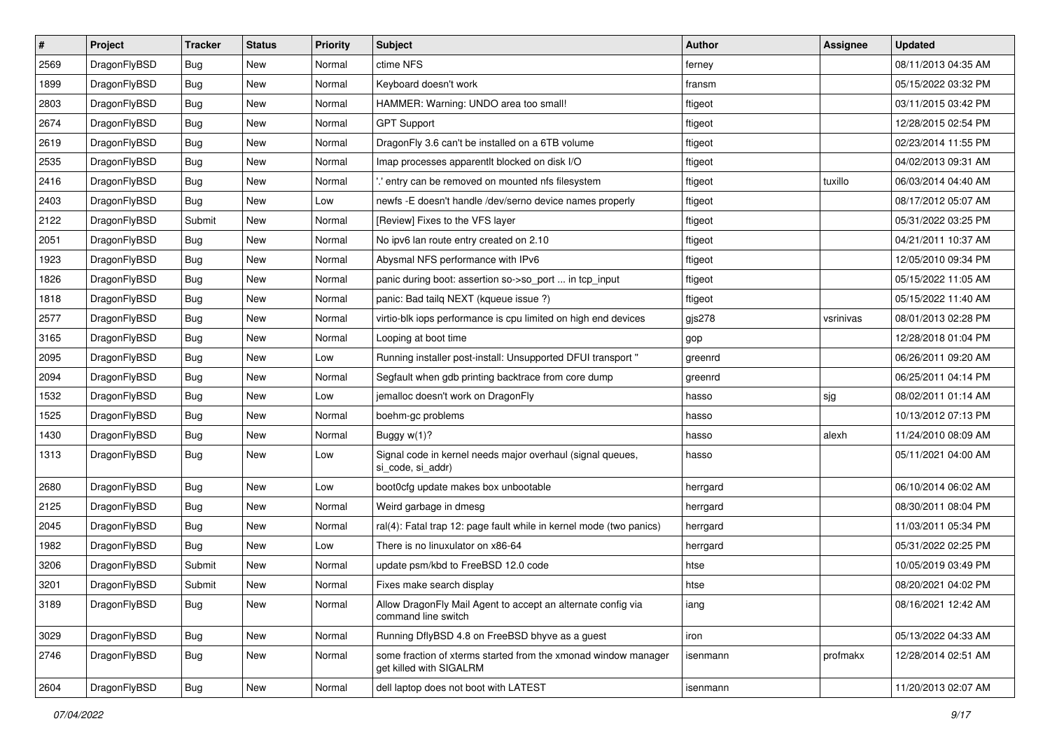| # | Project | Tracker | Status | Priority | Subject | Author | Assignee | Updated |
|---|---|---|---|---|---|---|---|---|
| 2569 | DragonFlyBSD | Bug | New | Normal | ctime NFS | ferney | | 08/11/2013 04:35 AM |
| 1899 | DragonFlyBSD | Bug | New | Normal | Keyboard doesn't work | fransm | | 05/15/2022 03:32 PM |
| 2803 | DragonFlyBSD | Bug | New | Normal | HAMMER: Warning: UNDO area too small! | ftigeot | | 03/11/2015 03:42 PM |
| 2674 | DragonFlyBSD | Bug | New | Normal | GPT Support | ftigeot | | 12/28/2015 02:54 PM |
| 2619 | DragonFlyBSD | Bug | New | Normal | DragonFly 3.6 can't be installed on a 6TB volume | ftigeot | | 02/23/2014 11:55 PM |
| 2535 | DragonFlyBSD | Bug | New | Normal | Imap processes apparentlt blocked on disk I/O | ftigeot | | 04/02/2013 09:31 AM |
| 2416 | DragonFlyBSD | Bug | New | Normal | '.' entry can be removed on mounted nfs filesystem | ftigeot | tuxillo | 06/03/2014 04:40 AM |
| 2403 | DragonFlyBSD | Bug | New | Low | newfs -E doesn't handle /dev/serno device names properly | ftigeot | | 08/17/2012 05:07 AM |
| 2122 | DragonFlyBSD | Submit | New | Normal | [Review] Fixes to the VFS layer | ftigeot | | 05/31/2022 03:25 PM |
| 2051 | DragonFlyBSD | Bug | New | Normal | No ipv6 lan route entry created on 2.10 | ftigeot | | 04/21/2011 10:37 AM |
| 1923 | DragonFlyBSD | Bug | New | Normal | Abysmal NFS performance with IPv6 | ftigeot | | 12/05/2010 09:34 PM |
| 1826 | DragonFlyBSD | Bug | New | Normal | panic during boot: assertion so->so_port ... in tcp_input | ftigeot | | 05/15/2022 11:05 AM |
| 1818 | DragonFlyBSD | Bug | New | Normal | panic: Bad tailq NEXT (kqueue issue ?) | ftigeot | | 05/15/2022 11:40 AM |
| 2577 | DragonFlyBSD | Bug | New | Normal | virtio-blk iops performance is cpu limited on high end devices | gjs278 | vsrinivas | 08/01/2013 02:28 PM |
| 3165 | DragonFlyBSD | Bug | New | Normal | Looping at boot time | gop | | 12/28/2018 01:04 PM |
| 2095 | DragonFlyBSD | Bug | New | Low | Running installer post-install: Unsupported DFUI transport " | greenrd | | 06/26/2011 09:20 AM |
| 2094 | DragonFlyBSD | Bug | New | Normal | Segfault when gdb printing backtrace from core dump | greenrd | | 06/25/2011 04:14 PM |
| 1532 | DragonFlyBSD | Bug | New | Low | jemalloc doesn't work on DragonFly | hasso | sjg | 08/02/2011 01:14 AM |
| 1525 | DragonFlyBSD | Bug | New | Normal | boehm-gc problems | hasso | | 10/13/2012 07:13 PM |
| 1430 | DragonFlyBSD | Bug | New | Normal | Buggy w(1)? | hasso | alexh | 11/24/2010 08:09 AM |
| 1313 | DragonFlyBSD | Bug | New | Low | Signal code in kernel needs major overhaul (signal queues, si_code, si_addr) | hasso | | 05/11/2021 04:00 AM |
| 2680 | DragonFlyBSD | Bug | New | Low | boot0cfg update makes box unbootable | herrgard | | 06/10/2014 06:02 AM |
| 2125 | DragonFlyBSD | Bug | New | Normal | Weird garbage in dmesg | herrgard | | 08/30/2011 08:04 PM |
| 2045 | DragonFlyBSD | Bug | New | Normal | ral(4): Fatal trap 12: page fault while in kernel mode (two panics) | herrgard | | 11/03/2011 05:34 PM |
| 1982 | DragonFlyBSD | Bug | New | Low | There is no linuxulator on x86-64 | herrgard | | 05/31/2022 02:25 PM |
| 3206 | DragonFlyBSD | Submit | New | Normal | update psm/kbd to FreeBSD 12.0 code | htse | | 10/05/2019 03:49 PM |
| 3201 | DragonFlyBSD | Submit | New | Normal | Fixes make search display | htse | | 08/20/2021 04:02 PM |
| 3189 | DragonFlyBSD | Bug | New | Normal | Allow DragonFly Mail Agent to accept an alternate config via command line switch | iang | | 08/16/2021 12:42 AM |
| 3029 | DragonFlyBSD | Bug | New | Normal | Running DflyBSD 4.8 on FreeBSD bhyve as a guest | iron | | 05/13/2022 04:33 AM |
| 2746 | DragonFlyBSD | Bug | New | Normal | some fraction of xterms started from the xmonad window manager get killed with SIGALRM | isenmann | profmakx | 12/28/2014 02:51 AM |
| 2604 | DragonFlyBSD | Bug | New | Normal | dell laptop does not boot with LATEST | isenmann | | 11/20/2013 02:07 AM |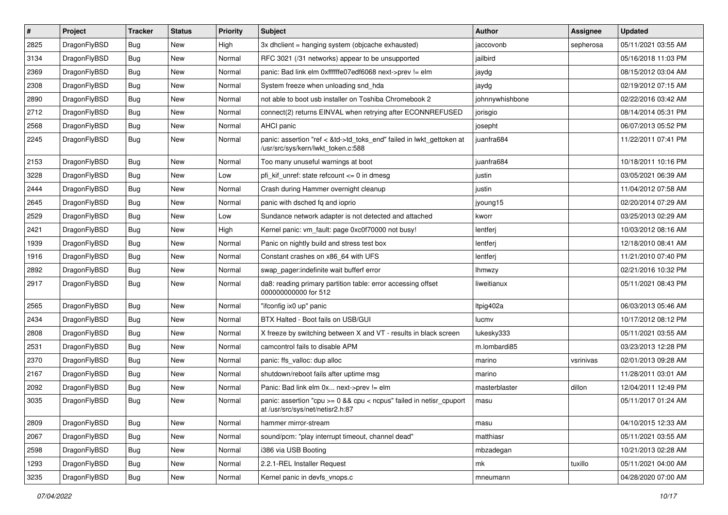| # | Project | Tracker | Status | Priority | Subject | Author | Assignee | Updated |
|---|---|---|---|---|---|---|---|---|
| 2825 | DragonFlyBSD | Bug | New | High | 3x dhclient = hanging system (objcache exhausted) | jaccovonb | sepherosa | 05/11/2021 03:55 AM |
| 3134 | DragonFlyBSD | Bug | New | Normal | RFC 3021 (/31 networks) appear to be unsupported | jailbird | | 05/16/2018 11:03 PM |
| 2369 | DragonFlyBSD | Bug | New | Normal | panic: Bad link elm 0xffffffe07edf6068 next->prev != elm | jaydg | | 08/15/2012 03:04 AM |
| 2308 | DragonFlyBSD | Bug | New | Normal | System freeze when unloading snd_hda | jaydg | | 02/19/2012 07:15 AM |
| 2890 | DragonFlyBSD | Bug | New | Normal | not able to boot usb installer on Toshiba Chromebook 2 | johnnywhishbone | | 02/22/2016 03:42 AM |
| 2712 | DragonFlyBSD | Bug | New | Normal | connect(2) returns EINVAL when retrying after ECONNREFUSED | jorisgio | | 08/14/2014 05:31 PM |
| 2568 | DragonFlyBSD | Bug | New | Normal | AHCI panic | josepht | | 06/07/2013 05:52 PM |
| 2245 | DragonFlyBSD | Bug | New | Normal | panic: assertion "ref < &td->td_toks_end" failed in lwkt_gettoken at /usr/src/sys/kern/lwkt_token.c:588 | juanfra684 | | 11/22/2011 07:41 PM |
| 2153 | DragonFlyBSD | Bug | New | Normal | Too many unuseful warnings at boot | juanfra684 | | 10/18/2011 10:16 PM |
| 3228 | DragonFlyBSD | Bug | New | Low | pfi_kif_unref: state refcount <= 0 in dmesg | justin | | 03/05/2021 06:39 AM |
| 2444 | DragonFlyBSD | Bug | New | Normal | Crash during Hammer overnight cleanup | justin | | 11/04/2012 07:58 AM |
| 2645 | DragonFlyBSD | Bug | New | Normal | panic with dsched fq and ioprio | jyoung15 | | 02/20/2014 07:29 AM |
| 2529 | DragonFlyBSD | Bug | New | Low | Sundance network adapter is not detected and attached | kworr | | 03/25/2013 02:29 AM |
| 2421 | DragonFlyBSD | Bug | New | High | Kernel panic: vm_fault: page 0xc0f70000 not busy! | lentferj | | 10/03/2012 08:16 AM |
| 1939 | DragonFlyBSD | Bug | New | Normal | Panic on nightly build and stress test box | lentferj | | 12/18/2010 08:41 AM |
| 1916 | DragonFlyBSD | Bug | New | Normal | Constant crashes on x86_64 with UFS | lentferj | | 11/21/2010 07:40 PM |
| 2892 | DragonFlyBSD | Bug | New | Normal | swap_pager:indefinite wait bufferf error | lhmwzy | | 02/21/2016 10:32 PM |
| 2917 | DragonFlyBSD | Bug | New | Normal | da8: reading primary partition table: error accessing offset 000000000000 for 512 | liweitianux | | 05/11/2021 08:43 PM |
| 2565 | DragonFlyBSD | Bug | New | Normal | "ifconfig ix0 up" panic | ltpig402a | | 06/03/2013 05:46 AM |
| 2434 | DragonFlyBSD | Bug | New | Normal | BTX Halted - Boot fails on USB/GUI | lucmv | | 10/17/2012 08:12 PM |
| 2808 | DragonFlyBSD | Bug | New | Normal | X freeze by switching between X and VT - results in black screen | lukesky333 | | 05/11/2021 03:55 AM |
| 2531 | DragonFlyBSD | Bug | New | Normal | camcontrol fails to disable APM | m.lombardi85 | | 03/23/2013 12:28 PM |
| 2370 | DragonFlyBSD | Bug | New | Normal | panic: ffs_valloc: dup alloc | marino | vsrinivas | 02/01/2013 09:28 AM |
| 2167 | DragonFlyBSD | Bug | New | Normal | shutdown/reboot fails after uptime msg | marino | | 11/28/2011 03:01 AM |
| 2092 | DragonFlyBSD | Bug | New | Normal | Panic: Bad link elm 0x... next->prev != elm | masterblaster | dillon | 12/04/2011 12:49 PM |
| 3035 | DragonFlyBSD | Bug | New | Normal | panic: assertion "cpu >= 0 && cpu < ncpus" failed in netisr_cpuport at /usr/src/sys/net/netisr2.h:87 | masu | | 05/11/2017 01:24 AM |
| 2809 | DragonFlyBSD | Bug | New | Normal | hammer mirror-stream | masu | | 04/10/2015 12:33 AM |
| 2067 | DragonFlyBSD | Bug | New | Normal | sound/pcm: "play interrupt timeout, channel dead" | matthiasr | | 05/11/2021 03:55 AM |
| 2598 | DragonFlyBSD | Bug | New | Normal | i386 via USB Booting | mbzadegan | | 10/21/2013 02:28 AM |
| 1293 | DragonFlyBSD | Bug | New | Normal | 2.2.1-REL Installer Request | mk | tuxillo | 05/11/2021 04:00 AM |
| 3235 | DragonFlyBSD | Bug | New | Normal | Kernel panic in devfs_vnops.c | mneumann | | 04/28/2020 07:00 AM |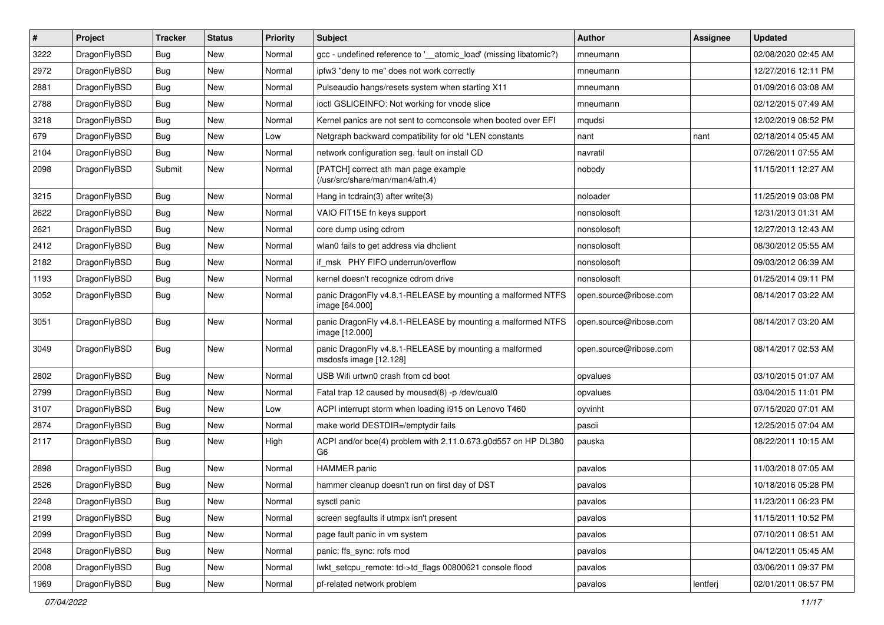| # | Project | Tracker | Status | Priority | Subject | Author | Assignee | Updated |
|---|---|---|---|---|---|---|---|---|
| 3222 | DragonFlyBSD | Bug | New | Normal | gcc - undefined reference to '__atomic_load' (missing libatomic?) | mneumann | | 02/08/2020 02:45 AM |
| 2972 | DragonFlyBSD | Bug | New | Normal | ipfw3 "deny to me" does not work correctly | mneumann | | 12/27/2016 12:11 PM |
| 2881 | DragonFlyBSD | Bug | New | Normal | Pulseaudio hangs/resets system when starting X11 | mneumann | | 01/09/2016 03:08 AM |
| 2788 | DragonFlyBSD | Bug | New | Normal | ioctl GSLICEINFO: Not working for vnode slice | mneumann | | 02/12/2015 07:49 AM |
| 3218 | DragonFlyBSD | Bug | New | Normal | Kernel panics are not sent to comconsole when booted over EFI | mqudsi | | 12/02/2019 08:52 PM |
| 679 | DragonFlyBSD | Bug | New | Low | Netgraph backward compatibility for old *LEN constants | nant | nant | 02/18/2014 05:45 AM |
| 2104 | DragonFlyBSD | Bug | New | Normal | network configuration seg. fault on install CD | navratil | | 07/26/2011 07:55 AM |
| 2098 | DragonFlyBSD | Submit | New | Normal | [PATCH] correct ath man page example (/usr/src/share/man/man4/ath.4) | nobody | | 11/15/2011 12:27 AM |
| 3215 | DragonFlyBSD | Bug | New | Normal | Hang in tcdrain(3) after write(3) | noloader | | 11/25/2019 03:08 PM |
| 2622 | DragonFlyBSD | Bug | New | Normal | VAIO FIT15E fn keys support | nonsolosoft | | 12/31/2013 01:31 AM |
| 2621 | DragonFlyBSD | Bug | New | Normal | core dump using cdrom | nonsolosoft | | 12/27/2013 12:43 AM |
| 2412 | DragonFlyBSD | Bug | New | Normal | wlan0 fails to get address via dhclient | nonsolosoft | | 08/30/2012 05:55 AM |
| 2182 | DragonFlyBSD | Bug | New | Normal | if_msk PHY FIFO underrun/overflow | nonsolosoft | | 09/03/2012 06:39 AM |
| 1193 | DragonFlyBSD | Bug | New | Normal | kernel doesn't recognize cdrom drive | nonsolosoft | | 01/25/2014 09:11 PM |
| 3052 | DragonFlyBSD | Bug | New | Normal | panic DragonFly v4.8.1-RELEASE by mounting a malformed NTFS image [64.000] | open.source@ribose.com | | 08/14/2017 03:22 AM |
| 3051 | DragonFlyBSD | Bug | New | Normal | panic DragonFly v4.8.1-RELEASE by mounting a malformed NTFS image [12.000] | open.source@ribose.com | | 08/14/2017 03:20 AM |
| 3049 | DragonFlyBSD | Bug | New | Normal | panic DragonFly v4.8.1-RELEASE by mounting a malformed msdosfs image [12.128] | open.source@ribose.com | | 08/14/2017 02:53 AM |
| 2802 | DragonFlyBSD | Bug | New | Normal | USB Wifi urtwn0 crash from cd boot | opvalues | | 03/10/2015 01:07 AM |
| 2799 | DragonFlyBSD | Bug | New | Normal | Fatal trap 12 caused by moused(8) -p /dev/cual0 | opvalues | | 03/04/2015 11:01 PM |
| 3107 | DragonFlyBSD | Bug | New | Low | ACPI interrupt storm when loading i915 on Lenovo T460 | oyvinht | | 07/15/2020 07:01 AM |
| 2874 | DragonFlyBSD | Bug | New | Normal | make world DESTDIR=/emptydir fails | pascii | | 12/25/2015 07:04 AM |
| 2117 | DragonFlyBSD | Bug | New | High | ACPI and/or bce(4) problem with 2.11.0.673.g0d557 on HP DL380 G6 | pauska | | 08/22/2011 10:15 AM |
| 2898 | DragonFlyBSD | Bug | New | Normal | HAMMER panic | pavalos | | 11/03/2018 07:05 AM |
| 2526 | DragonFlyBSD | Bug | New | Normal | hammer cleanup doesn't run on first day of DST | pavalos | | 10/18/2016 05:28 PM |
| 2248 | DragonFlyBSD | Bug | New | Normal | sysctl panic | pavalos | | 11/23/2011 06:23 PM |
| 2199 | DragonFlyBSD | Bug | New | Normal | screen segfaults if utmpx isn't present | pavalos | | 11/15/2011 10:52 PM |
| 2099 | DragonFlyBSD | Bug | New | Normal | page fault panic in vm system | pavalos | | 07/10/2011 08:51 AM |
| 2048 | DragonFlyBSD | Bug | New | Normal | panic: ffs_sync: rofs mod | pavalos | | 04/12/2011 05:45 AM |
| 2008 | DragonFlyBSD | Bug | New | Normal | lwkt_setcpu_remote: td->td_flags 00800621 console flood | pavalos | | 03/06/2011 09:37 PM |
| 1969 | DragonFlyBSD | Bug | New | Normal | pf-related network problem | pavalos | lentferj | 02/01/2011 06:57 PM |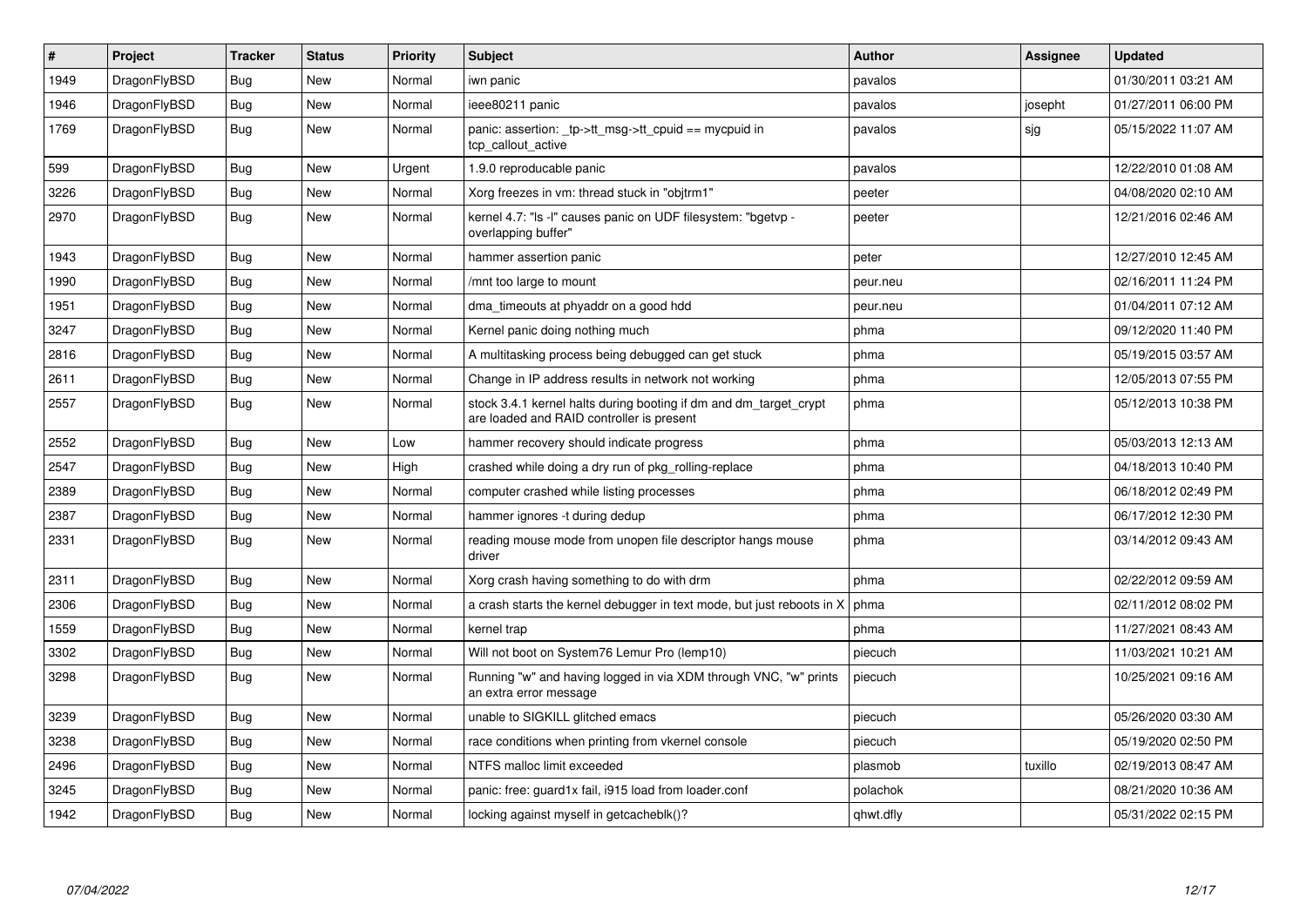| # | Project | Tracker | Status | Priority | Subject | Author | Assignee | Updated |
|---|---|---|---|---|---|---|---|---|
| 1949 | DragonFlyBSD | Bug | New | Normal | iwn panic | pavalos | | 01/30/2011 03:21 AM |
| 1946 | DragonFlyBSD | Bug | New | Normal | ieee80211 panic | pavalos | josepht | 01/27/2011 06:00 PM |
| 1769 | DragonFlyBSD | Bug | New | Normal | panic: assertion: _tp->tt_msg->tt_cpuid == mycpuid in tcp_callout_active | pavalos | sjg | 05/15/2022 11:07 AM |
| 599 | DragonFlyBSD | Bug | New | Urgent | 1.9.0 reproducable panic | pavalos | | 12/22/2010 01:08 AM |
| 3226 | DragonFlyBSD | Bug | New | Normal | Xorg freezes in vm: thread stuck in "objtrm1" | peeter | | 04/08/2020 02:10 AM |
| 2970 | DragonFlyBSD | Bug | New | Normal | kernel 4.7: "ls -l" causes panic on UDF filesystem: "bgetvp - overlapping buffer" | peeter | | 12/21/2016 02:46 AM |
| 1943 | DragonFlyBSD | Bug | New | Normal | hammer assertion panic | peter | | 12/27/2010 12:45 AM |
| 1990 | DragonFlyBSD | Bug | New | Normal | /mnt too large to mount | peur.neu | | 02/16/2011 11:24 PM |
| 1951 | DragonFlyBSD | Bug | New | Normal | dma_timeouts at phyaddr on a good hdd | peur.neu | | 01/04/2011 07:12 AM |
| 3247 | DragonFlyBSD | Bug | New | Normal | Kernel panic doing nothing much | phma | | 09/12/2020 11:40 PM |
| 2816 | DragonFlyBSD | Bug | New | Normal | A multitasking process being debugged can get stuck | phma | | 05/19/2015 03:57 AM |
| 2611 | DragonFlyBSD | Bug | New | Normal | Change in IP address results in network not working | phma | | 12/05/2013 07:55 PM |
| 2557 | DragonFlyBSD | Bug | New | Normal | stock 3.4.1 kernel halts during booting if dm and dm_target_crypt are loaded and RAID controller is present | phma | | 05/12/2013 10:38 PM |
| 2552 | DragonFlyBSD | Bug | New | Low | hammer recovery should indicate progress | phma | | 05/03/2013 12:13 AM |
| 2547 | DragonFlyBSD | Bug | New | High | crashed while doing a dry run of pkg_rolling-replace | phma | | 04/18/2013 10:40 PM |
| 2389 | DragonFlyBSD | Bug | New | Normal | computer crashed while listing processes | phma | | 06/18/2012 02:49 PM |
| 2387 | DragonFlyBSD | Bug | New | Normal | hammer ignores -t during dedup | phma | | 06/17/2012 12:30 PM |
| 2331 | DragonFlyBSD | Bug | New | Normal | reading mouse mode from unopen file descriptor hangs mouse driver | phma | | 03/14/2012 09:43 AM |
| 2311 | DragonFlyBSD | Bug | New | Normal | Xorg crash having something to do with drm | phma | | 02/22/2012 09:59 AM |
| 2306 | DragonFlyBSD | Bug | New | Normal | a crash starts the kernel debugger in text mode, but just reboots in X | phma | | 02/11/2012 08:02 PM |
| 1559 | DragonFlyBSD | Bug | New | Normal | kernel trap | phma | | 11/27/2021 08:43 AM |
| 3302 | DragonFlyBSD | Bug | New | Normal | Will not boot on System76 Lemur Pro (lemp10) | piecuch | | 11/03/2021 10:21 AM |
| 3298 | DragonFlyBSD | Bug | New | Normal | Running "w" and having logged in via XDM through VNC, "w" prints an extra error message | piecuch | | 10/25/2021 09:16 AM |
| 3239 | DragonFlyBSD | Bug | New | Normal | unable to SIGKILL glitched emacs | piecuch | | 05/26/2020 03:30 AM |
| 3238 | DragonFlyBSD | Bug | New | Normal | race conditions when printing from vkernel console | piecuch | | 05/19/2020 02:50 PM |
| 2496 | DragonFlyBSD | Bug | New | Normal | NTFS malloc limit exceeded | plasmob | tuxillo | 02/19/2013 08:47 AM |
| 3245 | DragonFlyBSD | Bug | New | Normal | panic: free: guard1x fail, i915 load from loader.conf | polachok | | 08/21/2020 10:36 AM |
| 1942 | DragonFlyBSD | Bug | New | Normal | locking against myself in getcacheblk()? | qhwt.dfly | | 05/31/2022 02:15 PM |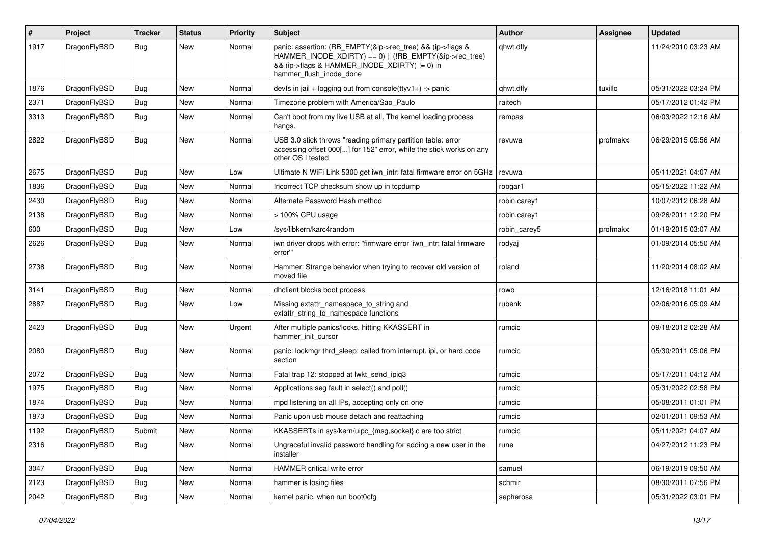| # | Project | Tracker | Status | Priority | Subject | Author | Assignee | Updated |
|---|---|---|---|---|---|---|---|---|
| 1917 | DragonFlyBSD | Bug | New | Normal | panic: assertion: (RB_EMPTY(&ip->rec_tree) && (ip->flags & HAMMER_INODE_XDIRTY) == 0) \|\| (!RB_EMPTY(&ip->rec_tree) && (ip->flags & HAMMER_INODE_XDIRTY) != 0) in hammer_flush_inode_done | qhwt.dfly | | 11/24/2010 03:23 AM |
| 1876 | DragonFlyBSD | Bug | New | Normal | devfs in jail + logging out from console(ttyv1+) -> panic | qhwt.dfly | tuxillo | 05/31/2022 03:24 PM |
| 2371 | DragonFlyBSD | Bug | New | Normal | Timezone problem with America/Sao_Paulo | raitech | | 05/17/2012 01:42 PM |
| 3313 | DragonFlyBSD | Bug | New | Normal | Can't boot from my live USB at all. The kernel loading process hangs. | rempas | | 06/03/2022 12:16 AM |
| 2822 | DragonFlyBSD | Bug | New | Normal | USB 3.0 stick throws "reading primary partition table: error accessing offset 000[...] for 152" error, while the stick works on any other OS I tested | revuwa | profmakx | 06/29/2015 05:56 AM |
| 2675 | DragonFlyBSD | Bug | New | Low | Ultimate N WiFi Link 5300 get iwn_intr: fatal firmware error on 5GHz | revuwa | | 05/11/2021 04:07 AM |
| 1836 | DragonFlyBSD | Bug | New | Normal | Incorrect TCP checksum show up in tcpdump | robgar1 | | 05/15/2022 11:22 AM |
| 2430 | DragonFlyBSD | Bug | New | Normal | Alternate Password Hash method | robin.carey1 | | 10/07/2012 06:28 AM |
| 2138 | DragonFlyBSD | Bug | New | Normal | > 100% CPU usage | robin.carey1 | | 09/26/2011 12:20 PM |
| 600 | DragonFlyBSD | Bug | New | Low | /sys/libkern/karc4random | robin_carey5 | profmakx | 01/19/2015 03:07 AM |
| 2626 | DragonFlyBSD | Bug | New | Normal | iwn driver drops with error: "firmware error 'iwn_intr: fatal firmware error'" | rodyaj | | 01/09/2014 05:50 AM |
| 2738 | DragonFlyBSD | Bug | New | Normal | Hammer: Strange behavior when trying to recover old version of moved file | roland | | 11/20/2014 08:02 AM |
| 3141 | DragonFlyBSD | Bug | New | Normal | dhclient blocks boot process | rowo | | 12/16/2018 11:01 AM |
| 2887 | DragonFlyBSD | Bug | New | Low | Missing extattr_namespace_to_string and extattr_string_to_namespace functions | rubenk | | 02/06/2016 05:09 AM |
| 2423 | DragonFlyBSD | Bug | New | Urgent | After multiple panics/locks, hitting KKASSERT in hammer_init_cursor | rumcic | | 09/18/2012 02:28 AM |
| 2080 | DragonFlyBSD | Bug | New | Normal | panic: lockmgr thrd_sleep: called from interrupt, ipi, or hard code section | rumcic | | 05/30/2011 05:06 PM |
| 2072 | DragonFlyBSD | Bug | New | Normal | Fatal trap 12: stopped at lwkt_send_ipiq3 | rumcic | | 05/17/2011 04:12 AM |
| 1975 | DragonFlyBSD | Bug | New | Normal | Applications seg fault in select() and poll() | rumcic | | 05/31/2022 02:58 PM |
| 1874 | DragonFlyBSD | Bug | New | Normal | mpd listening on all IPs, accepting only on one | rumcic | | 05/08/2011 01:01 PM |
| 1873 | DragonFlyBSD | Bug | New | Normal | Panic upon usb mouse detach and reattaching | rumcic | | 02/01/2011 09:53 AM |
| 1192 | DragonFlyBSD | Submit | New | Normal | KKASSERTs in sys/kern/uipc_{msg,socket}.c are too strict | rumcic | | 05/11/2021 04:07 AM |
| 2316 | DragonFlyBSD | Bug | New | Normal | Ungraceful invalid password handling for adding a new user in the installer | rune | | 04/27/2012 11:23 PM |
| 3047 | DragonFlyBSD | Bug | New | Normal | HAMMER critical write error | samuel | | 06/19/2019 09:50 AM |
| 2123 | DragonFlyBSD | Bug | New | Normal | hammer is losing files | schmir | | 08/30/2011 07:56 PM |
| 2042 | DragonFlyBSD | Bug | New | Normal | kernel panic, when run boot0cfg | sepherosa | | 05/31/2022 03:01 PM |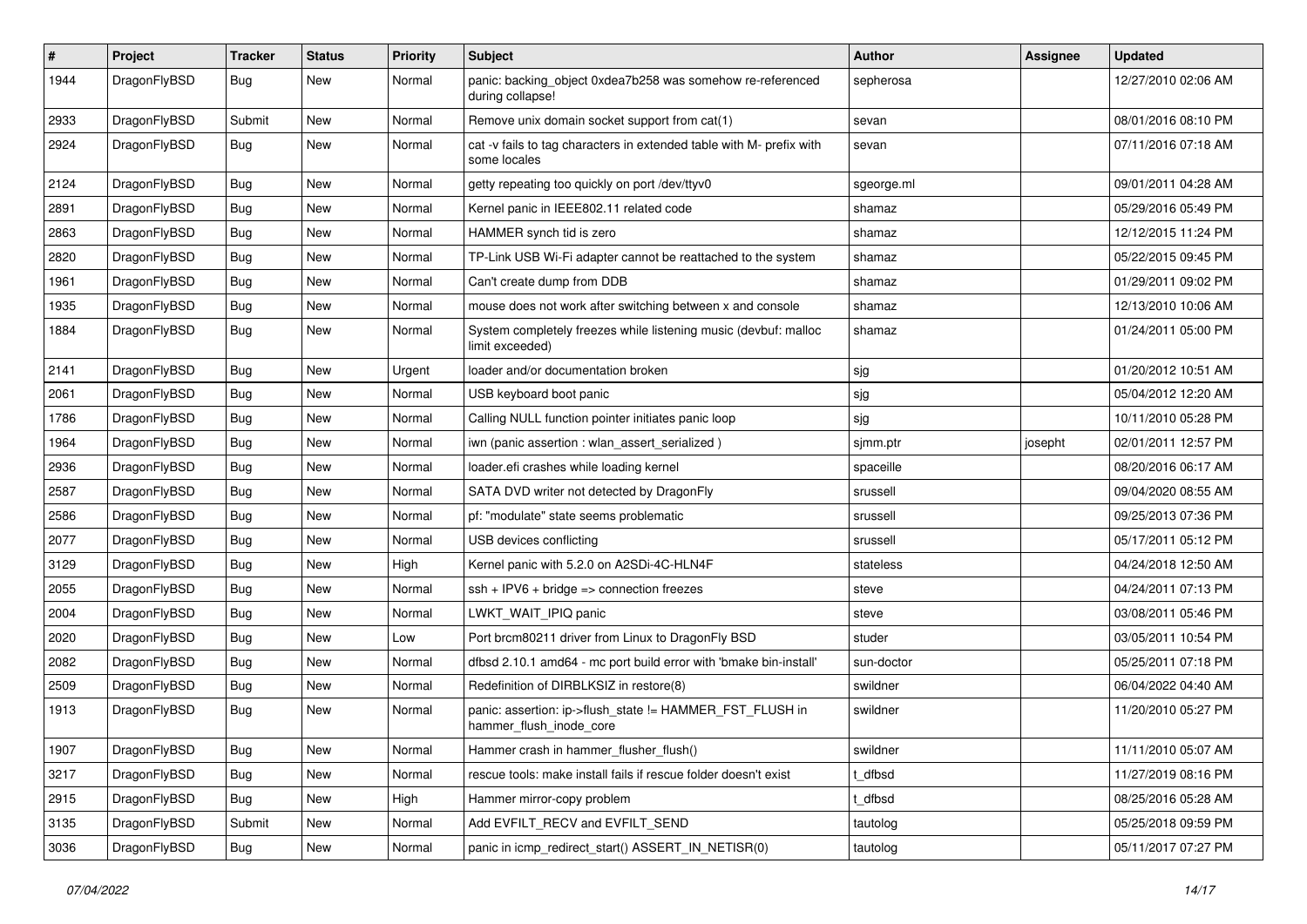| # | Project | Tracker | Status | Priority | Subject | Author | Assignee | Updated |
|---|---|---|---|---|---|---|---|---|
| 1944 | DragonFlyBSD | Bug | New | Normal | panic: backing_object 0xdea7b258 was somehow re-referenced during collapse! | sepherosa | | 12/27/2010 02:06 AM |
| 2933 | DragonFlyBSD | Submit | New | Normal | Remove unix domain socket support from cat(1) | sevan | | 08/01/2016 08:10 PM |
| 2924 | DragonFlyBSD | Bug | New | Normal | cat -v fails to tag characters in extended table with M- prefix with some locales | sevan | | 07/11/2016 07:18 AM |
| 2124 | DragonFlyBSD | Bug | New | Normal | getty repeating too quickly on port /dev/ttyv0 | sgeorge.ml | | 09/01/2011 04:28 AM |
| 2891 | DragonFlyBSD | Bug | New | Normal | Kernel panic in IEEE802.11 related code | shamaz | | 05/29/2016 05:49 PM |
| 2863 | DragonFlyBSD | Bug | New | Normal | HAMMER synch tid is zero | shamaz | | 12/12/2015 11:24 PM |
| 2820 | DragonFlyBSD | Bug | New | Normal | TP-Link USB Wi-Fi adapter cannot be reattached to the system | shamaz | | 05/22/2015 09:45 PM |
| 1961 | DragonFlyBSD | Bug | New | Normal | Can't create dump from DDB | shamaz | | 01/29/2011 09:02 PM |
| 1935 | DragonFlyBSD | Bug | New | Normal | mouse does not work after switching between x and console | shamaz | | 12/13/2010 10:06 AM |
| 1884 | DragonFlyBSD | Bug | New | Normal | System completely freezes while listening music (devbuf: malloc limit exceeded) | shamaz | | 01/24/2011 05:00 PM |
| 2141 | DragonFlyBSD | Bug | New | Urgent | loader and/or documentation broken | sjg | | 01/20/2012 10:51 AM |
| 2061 | DragonFlyBSD | Bug | New | Normal | USB keyboard boot panic | sjg | | 05/04/2012 12:20 AM |
| 1786 | DragonFlyBSD | Bug | New | Normal | Calling NULL function pointer initiates panic loop | sjg | | 10/11/2010 05:28 PM |
| 1964 | DragonFlyBSD | Bug | New | Normal | iwn (panic assertion : wlan_assert_serialized ) | sjmm.ptr | josepht | 02/01/2011 12:57 PM |
| 2936 | DragonFlyBSD | Bug | New | Normal | loader.efi crashes while loading kernel | spaceille | | 08/20/2016 06:17 AM |
| 2587 | DragonFlyBSD | Bug | New | Normal | SATA DVD writer not detected by DragonFly | srussell | | 09/04/2020 08:55 AM |
| 2586 | DragonFlyBSD | Bug | New | Normal | pf: "modulate" state seems problematic | srussell | | 09/25/2013 07:36 PM |
| 2077 | DragonFlyBSD | Bug | New | Normal | USB devices conflicting | srussell | | 05/17/2011 05:12 PM |
| 3129 | DragonFlyBSD | Bug | New | High | Kernel panic with 5.2.0 on A2SDi-4C-HLN4F | stateless | | 04/24/2018 12:50 AM |
| 2055 | DragonFlyBSD | Bug | New | Normal | ssh + IPV6 + bridge => connection freezes | steve | | 04/24/2011 07:13 PM |
| 2004 | DragonFlyBSD | Bug | New | Normal | LWKT_WAIT_IPIQ panic | steve | | 03/08/2011 05:46 PM |
| 2020 | DragonFlyBSD | Bug | New | Low | Port brcm80211 driver from Linux to DragonFly BSD | studer | | 03/05/2011 10:54 PM |
| 2082 | DragonFlyBSD | Bug | New | Normal | dfbsd 2.10.1 amd64 - mc port build error with 'bmake bin-install' | sun-doctor | | 05/25/2011 07:18 PM |
| 2509 | DragonFlyBSD | Bug | New | Normal | Redefinition of DIRBLKSIZ in restore(8) | swildner | | 06/04/2022 04:40 AM |
| 1913 | DragonFlyBSD | Bug | New | Normal | panic: assertion: ip->flush_state != HAMMER_FST_FLUSH in hammer_flush_inode_core | swildner | | 11/20/2010 05:27 PM |
| 1907 | DragonFlyBSD | Bug | New | Normal | Hammer crash in hammer_flusher_flush() | swildner | | 11/11/2010 05:07 AM |
| 3217 | DragonFlyBSD | Bug | New | Normal | rescue tools: make install fails if rescue folder doesn't exist | t_dfbsd | | 11/27/2019 08:16 PM |
| 2915 | DragonFlyBSD | Bug | New | High | Hammer mirror-copy problem | t_dfbsd | | 08/25/2016 05:28 AM |
| 3135 | DragonFlyBSD | Submit | New | Normal | Add EVFILT_RECV and EVFILT_SEND | tautolog | | 05/25/2018 09:59 PM |
| 3036 | DragonFlyBSD | Bug | New | Normal | panic in icmp_redirect_start() ASSERT_IN_NETISR(0) | tautolog | | 05/11/2017 07:27 PM |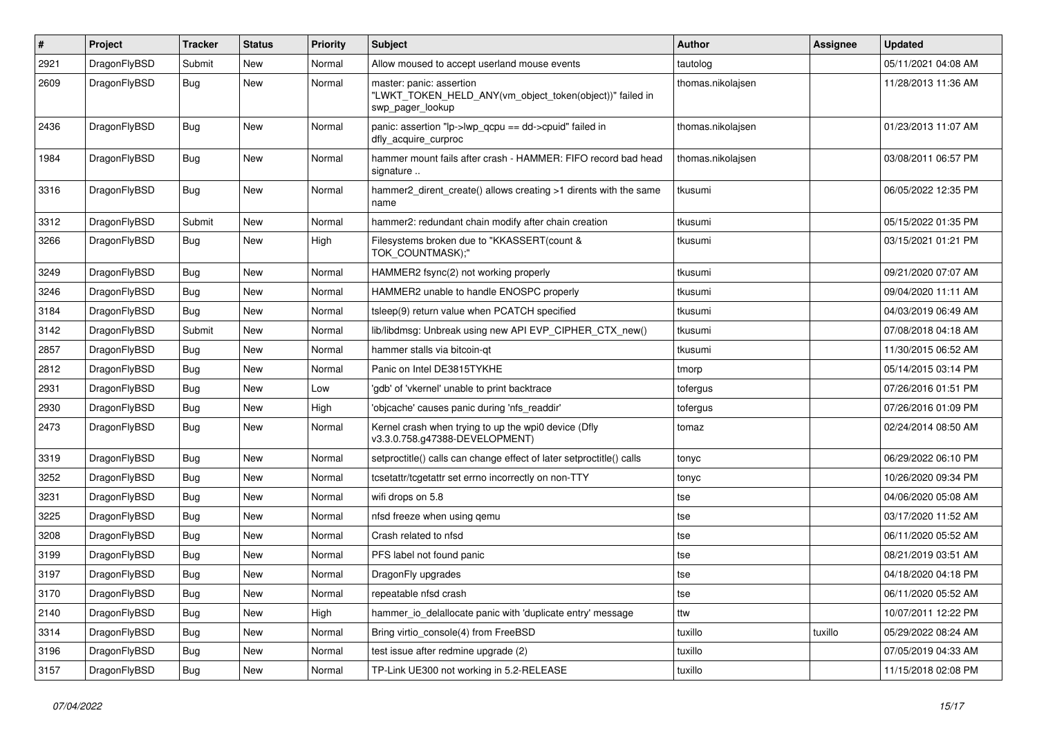| # | Project | Tracker | Status | Priority | Subject | Author | Assignee | Updated |
|---|---|---|---|---|---|---|---|---|
| 2921 | DragonFlyBSD | Submit | New | Normal | Allow moused to accept userland mouse events | tautolog | | 05/11/2021 04:08 AM |
| 2609 | DragonFlyBSD | Bug | New | Normal | master: panic: assertion "LWKT_TOKEN_HELD_ANY(vm_object_token(object))" failed in swp_pager_lookup | thomas.nikolajsen | | 11/28/2013 11:36 AM |
| 2436 | DragonFlyBSD | Bug | New | Normal | panic: assertion "lp->lwp_qcpu == dd->cpuid" failed in dfly_acquire_curproc | thomas.nikolajsen | | 01/23/2013 11:07 AM |
| 1984 | DragonFlyBSD | Bug | New | Normal | hammer mount fails after crash - HAMMER: FIFO record bad head signature .. | thomas.nikolajsen | | 03/08/2011 06:57 PM |
| 3316 | DragonFlyBSD | Bug | New | Normal | hammer2_dirent_create() allows creating >1 dirents with the same name | tkusumi | | 06/05/2022 12:35 PM |
| 3312 | DragonFlyBSD | Submit | New | Normal | hammer2: redundant chain modify after chain creation | tkusumi | | 05/15/2022 01:35 PM |
| 3266 | DragonFlyBSD | Bug | New | High | Filesystems broken due to "KKASSERT(count & TOK_COUNTMASK);" | tkusumi | | 03/15/2021 01:21 PM |
| 3249 | DragonFlyBSD | Bug | New | Normal | HAMMER2 fsync(2) not working properly | tkusumi | | 09/21/2020 07:07 AM |
| 3246 | DragonFlyBSD | Bug | New | Normal | HAMMER2 unable to handle ENOSPC properly | tkusumi | | 09/04/2020 11:11 AM |
| 3184 | DragonFlyBSD | Bug | New | Normal | tsleep(9) return value when PCATCH specified | tkusumi | | 04/03/2019 06:49 AM |
| 3142 | DragonFlyBSD | Submit | New | Normal | lib/libdmsg: Unbreak using new API EVP_CIPHER_CTX_new() | tkusumi | | 07/08/2018 04:18 AM |
| 2857 | DragonFlyBSD | Bug | New | Normal | hammer stalls via bitcoin-qt | tkusumi | | 11/30/2015 06:52 AM |
| 2812 | DragonFlyBSD | Bug | New | Normal | Panic on Intel DE3815TYKHE | tmorp | | 05/14/2015 03:14 PM |
| 2931 | DragonFlyBSD | Bug | New | Low | 'gdb' of 'vkernel' unable to print backtrace | tofergus | | 07/26/2016 01:51 PM |
| 2930 | DragonFlyBSD | Bug | New | High | 'objcache' causes panic during 'nfs_readdir' | tofergus | | 07/26/2016 01:09 PM |
| 2473 | DragonFlyBSD | Bug | New | Normal | Kernel crash when trying to up the wpi0 device (Dfly v3.3.0.758.g47388-DEVELOPMENT) | tomaz | | 02/24/2014 08:50 AM |
| 3319 | DragonFlyBSD | Bug | New | Normal | setproctitle() calls can change effect of later setproctitle() calls | tonyc | | 06/29/2022 06:10 PM |
| 3252 | DragonFlyBSD | Bug | New | Normal | tcsetattr/tcgetattr set errno incorrectly on non-TTY | tonyc | | 10/26/2020 09:34 PM |
| 3231 | DragonFlyBSD | Bug | New | Normal | wifi drops on 5.8 | tse | | 04/06/2020 05:08 AM |
| 3225 | DragonFlyBSD | Bug | New | Normal | nfsd freeze when using qemu | tse | | 03/17/2020 11:52 AM |
| 3208 | DragonFlyBSD | Bug | New | Normal | Crash related to nfsd | tse | | 06/11/2020 05:52 AM |
| 3199 | DragonFlyBSD | Bug | New | Normal | PFS label not found panic | tse | | 08/21/2019 03:51 AM |
| 3197 | DragonFlyBSD | Bug | New | Normal | DragonFly upgrades | tse | | 04/18/2020 04:18 PM |
| 3170 | DragonFlyBSD | Bug | New | Normal | repeatable nfsd crash | tse | | 06/11/2020 05:52 AM |
| 2140 | DragonFlyBSD | Bug | New | High | hammer_io_delallocate panic with 'duplicate entry' message | ttw | | 10/07/2011 12:22 PM |
| 3314 | DragonFlyBSD | Bug | New | Normal | Bring virtio_console(4) from FreeBSD | tuxillo | tuxillo | 05/29/2022 08:24 AM |
| 3196 | DragonFlyBSD | Bug | New | Normal | test issue after redmine upgrade (2) | tuxillo | | 07/05/2019 04:33 AM |
| 3157 | DragonFlyBSD | Bug | New | Normal | TP-Link UE300 not working in 5.2-RELEASE | tuxillo | | 11/15/2018 02:08 PM |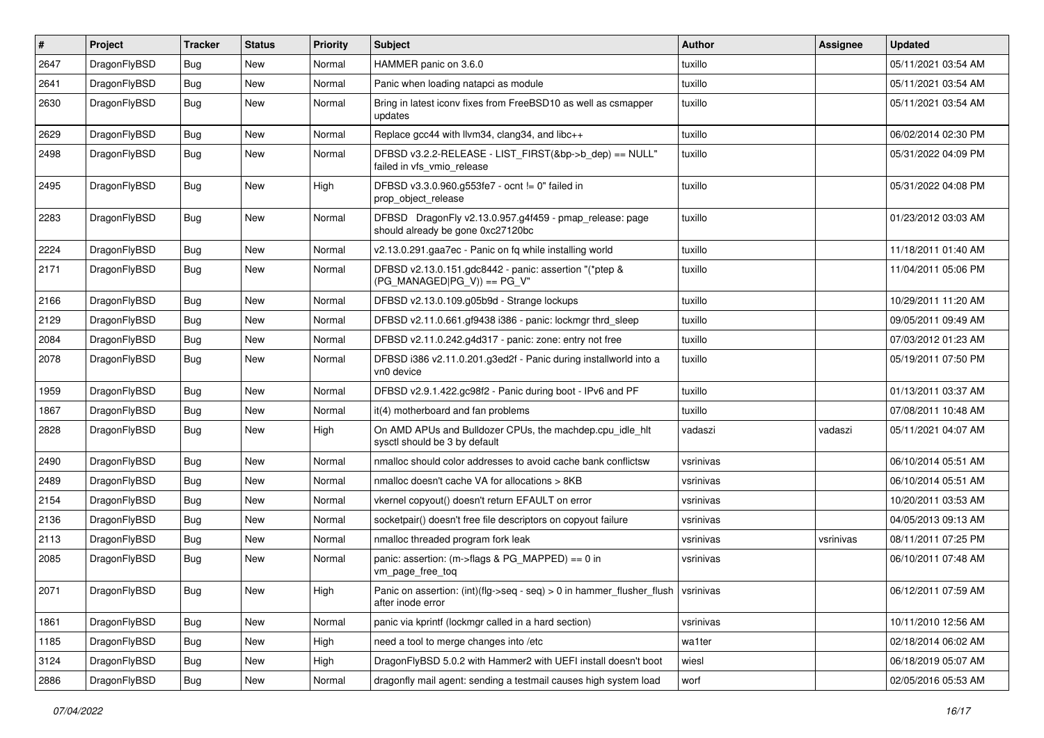| # | Project | Tracker | Status | Priority | Subject | Author | Assignee | Updated |
|---|---|---|---|---|---|---|---|---|
| 2647 | DragonFlyBSD | Bug | New | Normal | HAMMER panic on 3.6.0 | tuxillo | | 05/11/2021 03:54 AM |
| 2641 | DragonFlyBSD | Bug | New | Normal | Panic when loading natapci as module | tuxillo | | 05/11/2021 03:54 AM |
| 2630 | DragonFlyBSD | Bug | New | Normal | Bring in latest iconv fixes from FreeBSD10 as well as csmapper updates | tuxillo | | 05/11/2021 03:54 AM |
| 2629 | DragonFlyBSD | Bug | New | Normal | Replace gcc44 with llvm34, clang34, and libc++ | tuxillo | | 06/02/2014 02:30 PM |
| 2498 | DragonFlyBSD | Bug | New | Normal | DFBSD v3.2.2-RELEASE - LIST_FIRST(&bp->b_dep) == NULL" failed in vfs_vmio_release | tuxillo | | 05/31/2022 04:09 PM |
| 2495 | DragonFlyBSD | Bug | New | High | DFBSD v3.3.0.960.g553fe7 - ocnt != 0" failed in prop_object_release | tuxillo | | 05/31/2022 04:08 PM |
| 2283 | DragonFlyBSD | Bug | New | Normal | DFBSD DragonFly v2.13.0.957.g4f459 - pmap_release: page should already be gone 0xc27120bc | tuxillo | | 01/23/2012 03:03 AM |
| 2224 | DragonFlyBSD | Bug | New | Normal | v2.13.0.291.gaa7ec - Panic on fq while installing world | tuxillo | | 11/18/2011 01:40 AM |
| 2171 | DragonFlyBSD | Bug | New | Normal | DFBSD v2.13.0.151.gdc8442 - panic: assertion "(*ptep & (PG_MANAGED\|PG_V)) == PG_V" | tuxillo | | 11/04/2011 05:06 PM |
| 2166 | DragonFlyBSD | Bug | New | Normal | DFBSD v2.13.0.109.g05b9d - Strange lockups | tuxillo | | 10/29/2011 11:20 AM |
| 2129 | DragonFlyBSD | Bug | New | Normal | DFBSD v2.11.0.661.gf9438 i386 - panic: lockmgr thrd_sleep | tuxillo | | 09/05/2011 09:49 AM |
| 2084 | DragonFlyBSD | Bug | New | Normal | DFBSD v2.11.0.242.g4d317 - panic: zone: entry not free | tuxillo | | 07/03/2012 01:23 AM |
| 2078 | DragonFlyBSD | Bug | New | Normal | DFBSD i386 v2.11.0.201.g3ed2f - Panic during installworld into a vn0 device | tuxillo | | 05/19/2011 07:50 PM |
| 1959 | DragonFlyBSD | Bug | New | Normal | DFBSD v2.9.1.422.gc98f2 - Panic during boot - IPv6 and PF | tuxillo | | 01/13/2011 03:37 AM |
| 1867 | DragonFlyBSD | Bug | New | Normal | it(4) motherboard and fan problems | tuxillo | | 07/08/2011 10:48 AM |
| 2828 | DragonFlyBSD | Bug | New | High | On AMD APUs and Bulldozer CPUs, the machdep.cpu_idle_hlt sysctl should be 3 by default | vadaszi | vadaszi | 05/11/2021 04:07 AM |
| 2490 | DragonFlyBSD | Bug | New | Normal | nmalloc should color addresses to avoid cache bank conflictsw | vsrinivas | | 06/10/2014 05:51 AM |
| 2489 | DragonFlyBSD | Bug | New | Normal | nmalloc doesn't cache VA for allocations > 8KB | vsrinivas | | 06/10/2014 05:51 AM |
| 2154 | DragonFlyBSD | Bug | New | Normal | vkernel copyout() doesn't return EFAULT on error | vsrinivas | | 10/20/2011 03:53 AM |
| 2136 | DragonFlyBSD | Bug | New | Normal | socketpair() doesn't free file descriptors on copyout failure | vsrinivas | | 04/05/2013 09:13 AM |
| 2113 | DragonFlyBSD | Bug | New | Normal | nmalloc threaded program fork leak | vsrinivas | vsrinivas | 08/11/2011 07:25 PM |
| 2085 | DragonFlyBSD | Bug | New | Normal | panic: assertion: (m->flags & PG_MAPPED) == 0 in vm_page_free_toq | vsrinivas | | 06/10/2011 07:48 AM |
| 2071 | DragonFlyBSD | Bug | New | High | Panic on assertion: (int)(flg->seq - seq) > 0 in hammer_flusher_flush after inode error | vsrinivas | | 06/12/2011 07:59 AM |
| 1861 | DragonFlyBSD | Bug | New | Normal | panic via kprintf (lockmgr called in a hard section) | vsrinivas | | 10/11/2010 12:56 AM |
| 1185 | DragonFlyBSD | Bug | New | High | need a tool to merge changes into /etc | wa1ter | | 02/18/2014 06:02 AM |
| 3124 | DragonFlyBSD | Bug | New | High | DragonFlyBSD 5.0.2 with Hammer2 with UEFI install doesn't boot | wiesl | | 06/18/2019 05:07 AM |
| 2886 | DragonFlyBSD | Bug | New | Normal | dragonfly mail agent: sending a testmail causes high system load | worf | | 02/05/2016 05:53 AM |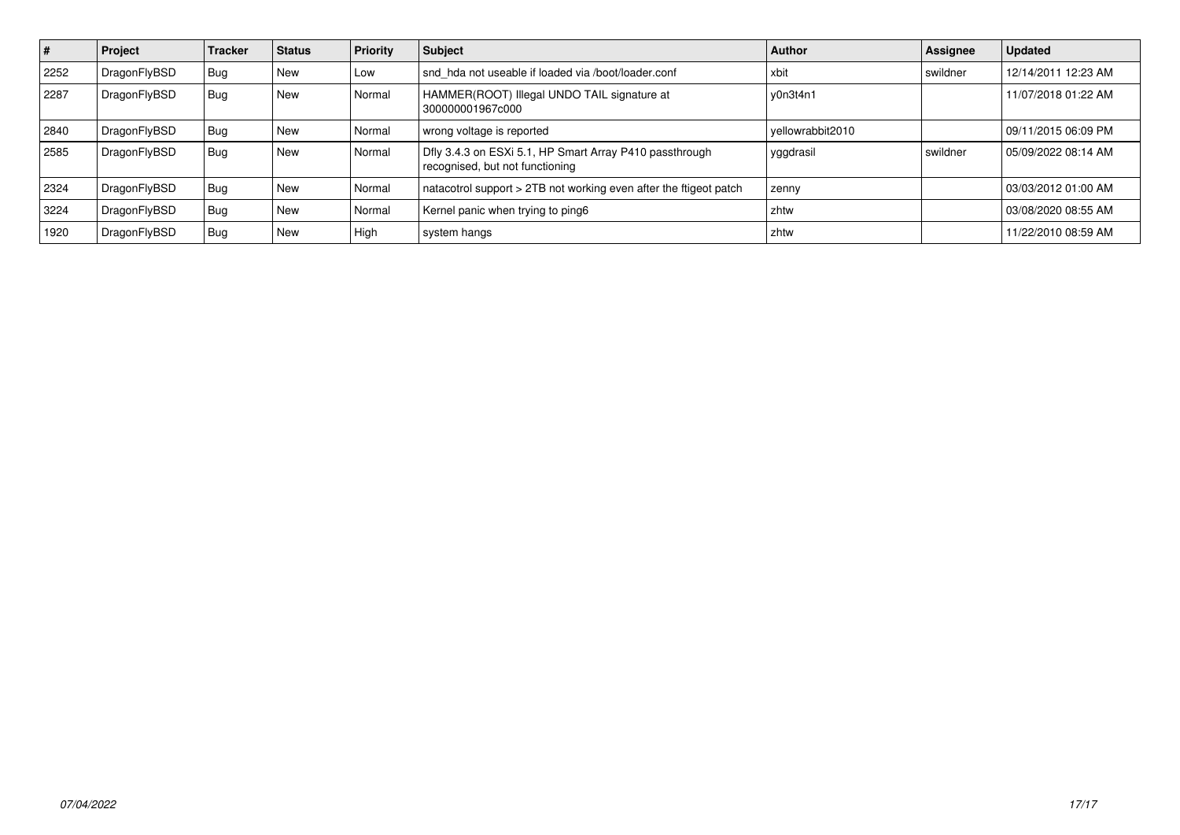| # | Project | Tracker | Status | Priority | Subject | Author | Assignee | Updated |
|---|---|---|---|---|---|---|---|---|
| 2252 | DragonFlyBSD | Bug | New | Low | snd_hda not useable if loaded via /boot/loader.conf | xbit | swildner | 12/14/2011 12:23 AM |
| 2287 | DragonFlyBSD | Bug | New | Normal | HAMMER(ROOT) Illegal UNDO TAIL signature at 300000001967c000 | y0n3t4n1 | | 11/07/2018 01:22 AM |
| 2840 | DragonFlyBSD | Bug | New | Normal | wrong voltage is reported | yellowrabbit2010 | | 09/11/2015 06:09 PM |
| 2585 | DragonFlyBSD | Bug | New | Normal | Dfly 3.4.3 on ESXi 5.1, HP Smart Array P410 passthrough recognised, but not functioning | yggdrasil | swildner | 05/09/2022 08:14 AM |
| 2324 | DragonFlyBSD | Bug | New | Normal | natacotrol support > 2TB not working even after the ftigeot patch | zenny | | 03/03/2012 01:00 AM |
| 3224 | DragonFlyBSD | Bug | New | Normal | Kernel panic when trying to ping6 | zhtw | | 03/08/2020 08:55 AM |
| 1920 | DragonFlyBSD | Bug | New | High | system hangs | zhtw | | 11/22/2010 08:59 AM |